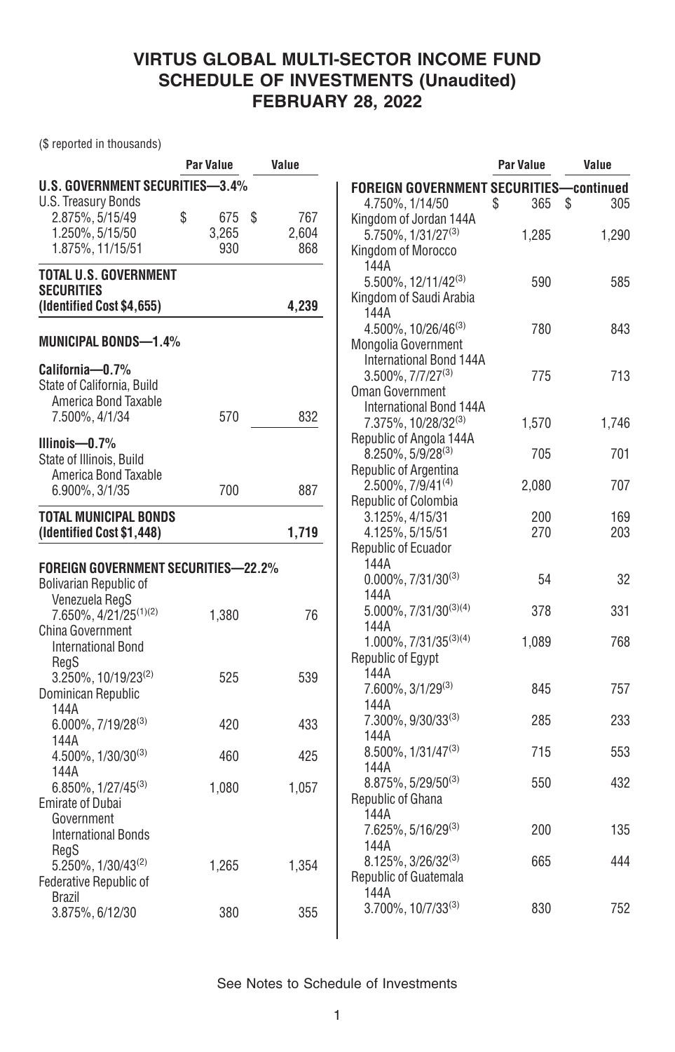# VIRTUS GLOBAL MULTI-SECTOR INCOME FUND
## SCHEDULE OF INVESTMENTS (Unaudited)
## FEBRUARY 28, 2022

($ reported in thousands)

| | Par Value | Value |
|---|---|---|
| **U.S. GOVERNMENT SECURITIES—3.4%** | | |
| U.S. Treasury Bonds | | |
| 2.875%, 5/15/49 | $ 675 | $ 767 |
| 1.250%, 5/15/50 | 3,265 | 2,604 |
| 1.875%, 11/15/51 | 930 | 868 |
| **TOTAL U.S. GOVERNMENT SECURITIES (Identified Cost $4,655)** | | **4,239** |
| **MUNICIPAL BONDS—1.4%** | | |
| **California—0.7%** | | |
| State of California, Build America Bond Taxable 7.500%, 4/1/34 | 570 | 832 |
| **Illinois—0.7%** | | |
| State of Illinois, Build America Bond Taxable 6.900%, 3/1/35 | 700 | 887 |
| **TOTAL MUNICIPAL BONDS (Identified Cost $1,448)** | | **1,719** |
| **FOREIGN GOVERNMENT SECURITIES—22.2%** | | |
| Bolivarian Republic of Venezuela RegS 7.650%, 4/21/25[(1)(2)] | 1,380 | 76 |
| China Government International Bond RegS 3.250%, 10/19/23[(2)] | 525 | 539 |
| Dominican Republic | | |
| 144A 6.000%, 7/19/28[(3)] | 420 | 433 |
| 144A 4.500%, 1/30/30[(3)] | 460 | 425 |
| 144A 6.850%, 1/27/45[(3)] | 1,080 | 1,057 |
| Emirate of Dubai Government International Bonds RegS 5.250%, 1/30/43[(2)] | 1,265 | 1,354 |
| Federative Republic of Brazil | | |
| 3.875%, 6/12/30 | 380 | 355 |
| 4.750%, 1/14/50 | $ 365 | $ 305 |
| Kingdom of Jordan 144A 5.750%, 1/31/27[(3)] | 1,285 | 1,290 |
| Kingdom of Morocco 144A 5.500%, 12/11/42[(3)] | 590 | 585 |
| Kingdom of Saudi Arabia 144A 4.500%, 10/26/46[(3)] | 780 | 843 |
| Mongolia Government International Bond 144A 3.500%, 7/7/27[(3)] | 775 | 713 |
| Oman Government International Bond 144A 7.375%, 10/28/32[(3)] | 1,570 | 1,746 |
| Republic of Angola 144A 8.250%, 5/9/28[(3)] | 705 | 701 |
| Republic of Argentina 2.500%, 7/9/41[(4)] | 2,080 | 707 |
| Republic of Colombia | | |
| 3.125%, 4/15/31 | 200 | 169 |
| 4.125%, 5/15/51 | 270 | 203 |
| Republic of Ecuador | | |
| 144A 0.000%, 7/31/30[(3)] | 54 | 32 |
| 144A 5.000%, 7/31/30[(3)(4)] | 378 | 331 |
| 144A 1.000%, 7/31/35[(3)(4)] | 1,089 | 768 |
| Republic of Egypt | | |
| 144A 7.600%, 3/1/29[(3)] | 845 | 757 |
| 144A 7.300%, 9/30/33[(3)] | 285 | 233 |
| 144A 8.500%, 1/31/47[(3)] | 715 | 553 |
| 144A 8.875%, 5/29/50[(3)] | 550 | 432 |
| Republic of Ghana | | |
| 144A 7.625%, 5/16/29[(3)] | 200 | 135 |
| 144A 8.125%, 3/26/32[(3)] | 665 | 444 |
| Republic of Guatemala 144A 3.700%, 10/7/33[(3)] | 830 | 752 |

See Notes to Schedule of Investments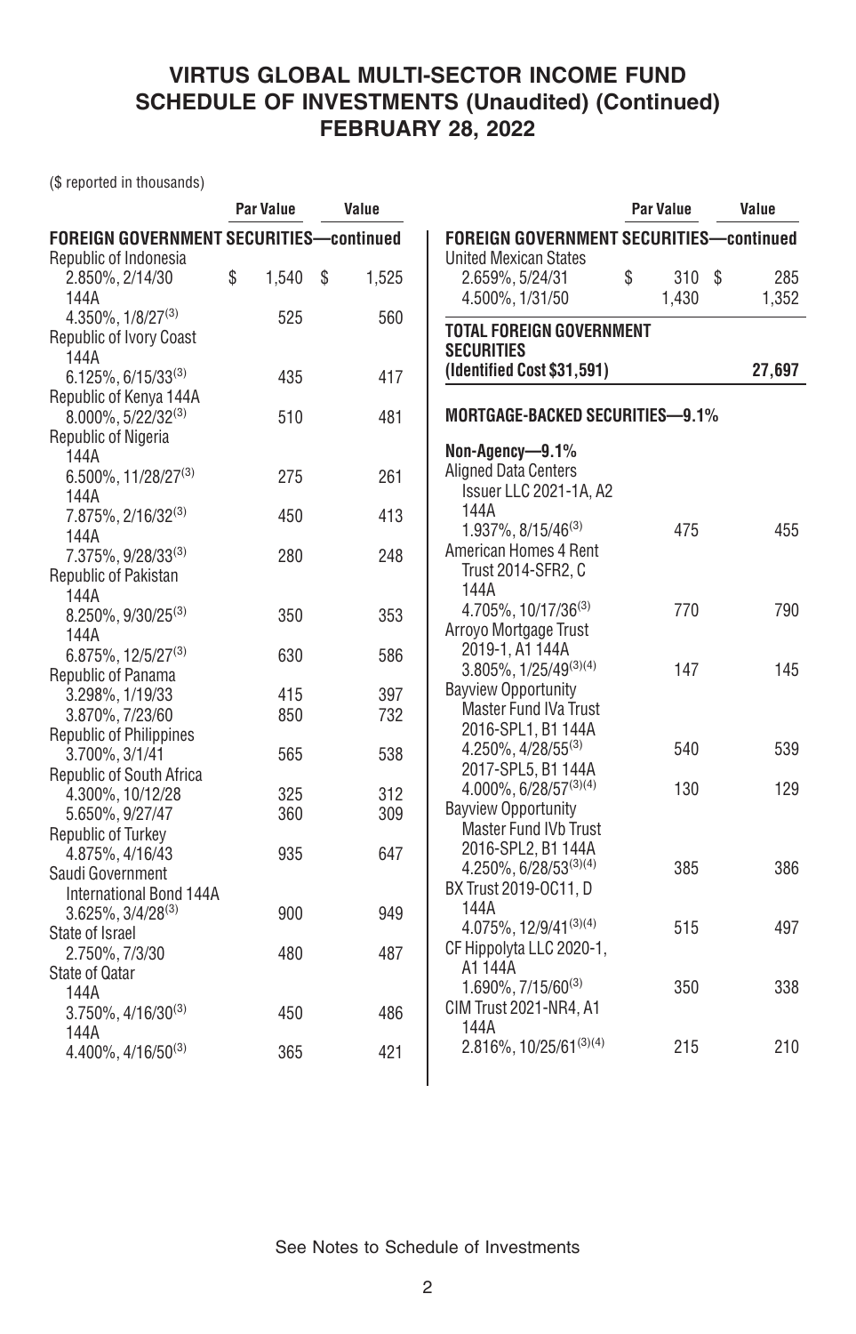# VIRTUS GLOBAL MULTI-SECTOR INCOME FUND SCHEDULE OF INVESTMENTS (Unaudited) (Continued) FEBRUARY 28, 2022

($ reported in thousands)

| | Par Value | Value |
|---|---|---|
| **FOREIGN GOVERNMENT SECURITIES—continued** | | |
| Republic of Indonesia | | |
| 2.850%, 2/14/30 | $ 1,540 | $ 1,525 |
| 144A 4.350%, 1/8/27[3] | 525 | 560 |
| Republic of Ivory Coast 144A 6.125%, 6/15/33[3] | 435 | 417 |
| Republic of Kenya 144A 8.000%, 5/22/32[3] | 510 | 481 |
| Republic of Nigeria | | |
| 144A 6.500%, 11/28/27[3] | 275 | 261 |
| 144A 7.875%, 2/16/32[3] | 450 | 413 |
| 144A 7.375%, 9/28/33[3] | 280 | 248 |
| Republic of Pakistan | | |
| 144A 8.250%, 9/30/25[3] | 350 | 353 |
| 144A 6.875%, 12/5/27[3] | 630 | 586 |
| Republic of Panama | | |
| 3.298%, 1/19/33 | 415 | 397 |
| 3.870%, 7/23/60 | 850 | 732 |
| Republic of Philippines 3.700%, 3/1/41 | 565 | 538 |
| Republic of South Africa | | |
| 4.300%, 10/12/28 | 325 | 312 |
| 5.650%, 9/27/47 | 360 | 309 |
| Republic of Turkey 4.875%, 4/16/43 | 935 | 647 |
| Saudi Government International Bond 144A 3.625%, 3/4/28[3] | 900 | 949 |
| State of Israel 2.750%, 7/3/30 | 480 | 487 |
| State of Qatar | | |
| 144A 3.750%, 4/16/30[3] | 450 | 486 |
| 144A 4.400%, 4/16/50[3] | 365 | 421 |
| United Mexican States | | |
| 2.659%, 5/24/31 | $ 310 | $ 285 |
| 4.500%, 1/31/50 | 1,430 | 1,352 |
| **TOTAL FOREIGN GOVERNMENT SECURITIES (Identified Cost $31,591)** | | **27,697** |
| **MORTGAGE-BACKED SECURITIES—9.1%** | | |
| **Non-Agency—9.1%** | | |
| Aligned Data Centers Issuer LLC 2021-1A, A2 144A 1.937%, 8/15/46[3] | 475 | 455 |
| American Homes 4 Rent Trust 2014-SFR2, C 144A 4.705%, 10/17/36[3] | 770 | 790 |
| Arroyo Mortgage Trust 2019-1, A1 144A 3.805%, 1/25/49[3][4] | 147 | 145 |
| Bayview Opportunity Master Fund IVa Trust | | |
| 2016-SPL1, B1 144A 4.250%, 4/28/55[3] | 540 | 539 |
| 2017-SPL5, B1 144A 4.000%, 6/28/57[3][4] | 130 | 129 |
| Bayview Opportunity Master Fund IVb Trust 2016-SPL2, B1 144A 4.250%, 6/28/53[3][4] | 385 | 386 |
| BX Trust 2019-OC11, D 144A 4.075%, 12/9/41[3][4] | 515 | 497 |
| CF Hippolyta LLC 2020-1, A1 144A 1.690%, 7/15/60[3] | 350 | 338 |
| CIM Trust 2021-NR4, A1 144A 2.816%, 10/25/61[3][4] | 215 | 210 |

See Notes to Schedule of Investments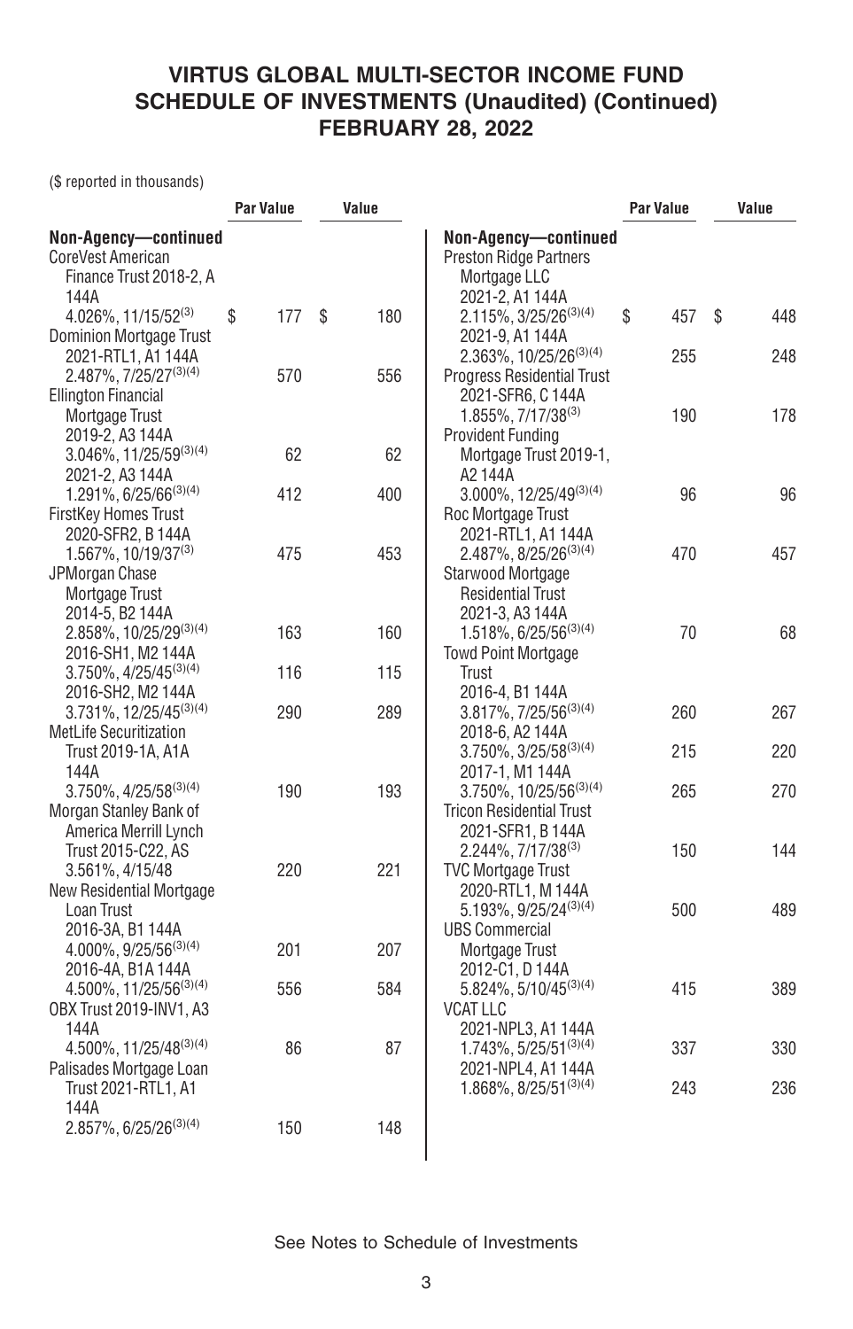# VIRTUS GLOBAL MULTI-SECTOR INCOME FUND
## SCHEDULE OF INVESTMENTS (Unaudited) (Continued)
## FEBRUARY 28, 2022

($ reported in thousands)

| | Par Value | Value |
|---|---|---|
| **Non-Agency—continued** | | |
| CoreVest American Finance Trust 2018-2, A 144A 4.026%, 11/15/52[(3)] | $ 177 | $ 180 |
| Dominion Mortgage Trust 2021-RTL1, A1 144A 2.487%, 7/25/27[(3)(4)] | 570 | 556 |
| Ellington Financial Mortgage Trust | | |
| 2019-2, A3 144A 3.046%, 11/25/59[(3)(4)] | 62 | 62 |
| 2021-2, A3 144A 1.291%, 6/25/66[(3)(4)] | 412 | 400 |
| FirstKey Homes Trust 2020-SFR2, B 144A 1.567%, 10/19/37[(3)] | 475 | 453 |
| JPMorgan Chase Mortgage Trust | | |
| 2014-5, B2 144A 2.858%, 10/25/29[(3)(4)] | 163 | 160 |
| 2016-SH1, M2 144A 3.750%, 4/25/45[(3)(4)] | 116 | 115 |
| 2016-SH2, M2 144A 3.731%, 12/25/45[(3)(4)] | 290 | 289 |
| MetLife Securitization Trust 2019-1A, A1A 144A 3.750%, 4/25/58[(3)(4)] | 190 | 193 |
| Morgan Stanley Bank of America Merrill Lynch Trust 2015-C22, AS 3.561%, 4/15/48 | 220 | 221 |
| New Residential Mortgage Loan Trust | | |
| 2016-3A, B1 144A 4.000%, 9/25/56[(3)(4)] | 201 | 207 |
| 2016-4A, B1A 144A 4.500%, 11/25/56[(3)(4)] | 556 | 584 |
| OBX Trust 2019-INV1, A3 144A 4.500%, 11/25/48[(3)(4)] | 86 | 87 |
| Palisades Mortgage Loan Trust 2021-RTL1, A1 144A 2.857%, 6/25/26[(3)(4)] | 150 | 148 |
| Preston Ridge Partners Mortgage LLC | | |
| 2021-2, A1 144A 2.115%, 3/25/26[(3)(4)] | $ 457 | $ 448 |
| 2021-9, A1 144A 2.363%, 10/25/26[(3)(4)] | 255 | 248 |
| Progress Residential Trust 2021-SFR6, C 144A 1.855%, 7/17/38[(3)] | 190 | 178 |
| Provident Funding Mortgage Trust 2019-1, A2 144A 3.000%, 12/25/49[(3)(4)] | 96 | 96 |
| Roc Mortgage Trust 2021-RTL1, A1 144A 2.487%, 8/25/26[(3)(4)] | 470 | 457 |
| Starwood Mortgage Residential Trust 2021-3, A3 144A 1.518%, 6/25/56[(3)(4)] | 70 | 68 |
| Towd Point Mortgage Trust | | |
| 2016-4, B1 144A 3.817%, 7/25/56[(3)(4)] | 260 | 267 |
| 2018-6, A2 144A 3.750%, 3/25/58[(3)(4)] | 215 | 220 |
| 2017-1, M1 144A 3.750%, 10/25/56[(3)(4)] | 265 | 270 |
| Tricon Residential Trust 2021-SFR1, B 144A 2.244%, 7/17/38[(3)] | 150 | 144 |
| TVC Mortgage Trust 2020-RTL1, M 144A 5.193%, 9/25/24[(3)(4)] | 500 | 489 |
| UBS Commercial Mortgage Trust 2012-C1, D 144A 5.824%, 5/10/45[(3)(4)] | 415 | 389 |
| VCAT LLC | | |
| 2021-NPL3, A1 144A 1.743%, 5/25/51[(3)(4)] | 337 | 330 |
| 2021-NPL4, A1 144A 1.868%, 8/25/51[(3)(4)] | 243 | 236 |

See Notes to Schedule of Investments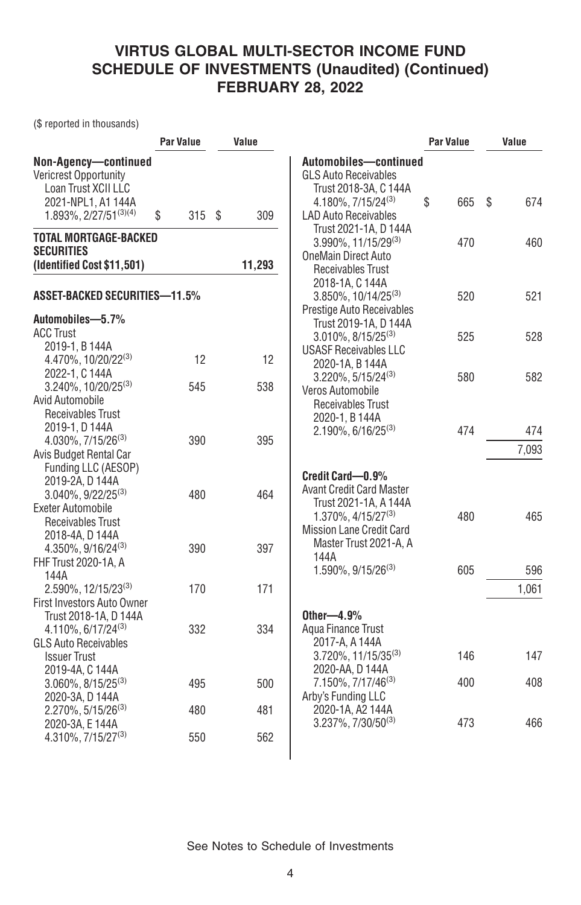# VIRTUS GLOBAL MULTI-SECTOR INCOME FUND
## SCHEDULE OF INVESTMENTS (Unaudited) (Continued)
## FEBRUARY 28, 2022

($ reported in thousands)

| | Par Value | Value |
|---|---|---|
| **Non-Agency—continued** | | |
| Vericrest Opportunity Loan Trust XCII LLC 2021-NPL1, A1 144A 1.893%, 2/27/51[(3)(4)] | $ 315 | $ 309 |
| **TOTAL MORTGAGE-BACKED SECURITIES (Identified Cost $11,501)** | | **11,293** |
| **ASSET-BACKED SECURITIES—11.5%** | | |
| **Automobiles—5.7%** | | |
| ACC Trust | | |
| 2019-1, B 144A 4.470%, 10/20/22[(3)] | 12 | 12 |
| 2022-1, C 144A 3.240%, 10/20/25[(3)] | 545 | 538 |
| Avid Automobile Receivables Trust 2019-1, D 144A 4.030%, 7/15/26[(3)] | 390 | 395 |
| Avis Budget Rental Car Funding LLC (AESOP) 2019-2A, D 144A 3.040%, 9/22/25[(3)] | 480 | 464 |
| Exeter Automobile Receivables Trust 2018-4A, D 144A 4.350%, 9/16/24[(3)] | 390 | 397 |
| FHF Trust 2020-1A, A 144A 2.590%, 12/15/23[(3)] | 170 | 171 |
| First Investors Auto Owner Trust 2018-1A, D 144A 4.110%, 6/17/24[(3)] | 332 | 334 |
| GLS Auto Receivables Issuer Trust | | |
| 2019-4A, C 144A 3.060%, 8/15/25[(3)] | 495 | 500 |
| 2020-3A, D 144A 2.270%, 5/15/26[(3)] | 480 | 481 |
| 2020-3A, E 144A 4.310%, 7/15/27[(3)] | 550 | 562 |
| **Automobiles—continued** | | |
| GLS Auto Receivables Trust 2018-3A, C 144A 4.180%, 7/15/24[(3)] | $ 665 | $ 674 |
| LAD Auto Receivables Trust 2021-1A, D 144A 3.990%, 11/15/29[(3)] | 470 | 460 |
| OneMain Direct Auto Receivables Trust 2018-1A, C 144A 3.850%, 10/14/25[(3)] | 520 | 521 |
| Prestige Auto Receivables Trust 2019-1A, D 144A 3.010%, 8/15/25[(3)] | 525 | 528 |
| USASF Receivables LLC 2020-1A, B 144A 3.220%, 5/15/24[(3)] | 580 | 582 |
| Veros Automobile Receivables Trust 2020-1, B 144A 2.190%, 6/16/25[(3)] | 474 | 474 |
| | | 7,093 |
| **Credit Card—0.9%** | | |
| Avant Credit Card Master Trust 2021-1A, A 144A 1.370%, 4/15/27[(3)] | 480 | 465 |
| Mission Lane Credit Card Master Trust 2021-A, A 144A 1.590%, 9/15/26[(3)] | 605 | 596 |
| | | 1,061 |
| **Other—4.9%** | | |
| Aqua Finance Trust | | |
| 2017-A, A 144A 3.720%, 11/15/35[(3)] | 146 | 147 |
| 2020-AA, D 144A 7.150%, 7/17/46[(3)] | 400 | 408 |
| Arby's Funding LLC 2020-1A, A2 144A 3.237%, 7/30/50[(3)] | 473 | 466 |

See Notes to Schedule of Investments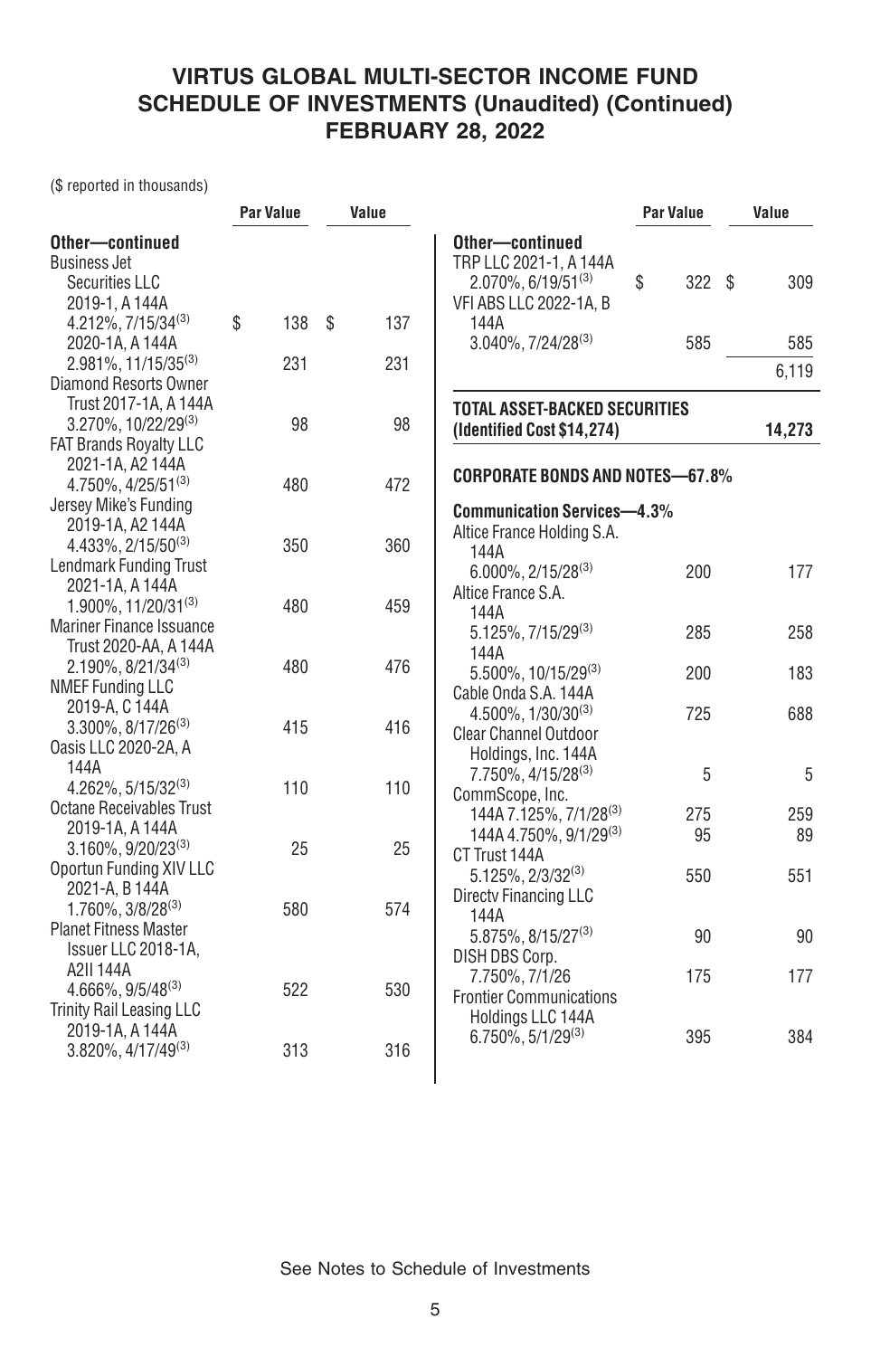# VIRTUS GLOBAL MULTI-SECTOR INCOME FUND
## SCHEDULE OF INVESTMENTS (Unaudited) (Continued)
## FEBRUARY 28, 2022

($ reported in thousands)

| | Par Value | Value |
|---|---|---|
| **Other—continued** | | |
| Business Jet Securities LLC | | |
| 2019-1, A 144A 4.212%, 7/15/34[(3)] | $ 138 | $ 137 |
| 2020-1A, A 144A 2.981%, 11/15/35[(3)] | 231 | 231 |
| Diamond Resorts Owner Trust 2017-1A, A 144A 3.270%, 10/22/29[(3)] | 98 | 98 |
| FAT Brands Royalty LLC 2021-1A, A2 144A 4.750%, 4/25/51[(3)] | 480 | 472 |
| Jersey Mike's Funding 2019-1A, A2 144A 4.433%, 2/15/50[(3)] | 350 | 360 |
| Lendmark Funding Trust 2021-1A, A 144A 1.900%, 11/20/31[(3)] | 480 | 459 |
| Mariner Finance Issuance Trust 2020-AA, A 144A 2.190%, 8/21/34[(3)] | 480 | 476 |
| NMEF Funding LLC 2019-A, C 144A 3.300%, 8/17/26[(3)] | 415 | 416 |
| Oasis LLC 2020-2A, A 144A 4.262%, 5/15/32[(3)] | 110 | 110 |
| Octane Receivables Trust 2019-1A, A 144A 3.160%, 9/20/23[(3)] | 25 | 25 |
| Oportun Funding XIV LLC 2021-A, B 144A 1.760%, 3/8/28[(3)] | 580 | 574 |
| Planet Fitness Master Issuer LLC 2018-1A, A2II 144A 4.666%, 9/5/48[(3)] | 522 | 530 |
| Trinity Rail Leasing LLC 2019-1A, A 144A 3.820%, 4/17/49[(3)] | 313 | 316 |
| TRP LLC 2021-1, A 144A 2.070%, 6/19/51[(3)] | $ 322 | $ 309 |
| VFI ABS LLC 2022-1A, B 144A 3.040%, 7/24/28[(3)] | 585 | 585 |
| | | 6,119 |
| **TOTAL ASSET-BACKED SECURITIES (Identified Cost $14,274)** | | **14,273** |
| **CORPORATE BONDS AND NOTES—67.8%** | | |
| **Communication Services—4.3%** | | |
| Altice France Holding S.A. 144A 6.000%, 2/15/28[(3)] | 200 | 177 |
| Altice France S.A. | | |
| 144A 5.125%, 7/15/29[(3)] | 285 | 258 |
| 144A 5.500%, 10/15/29[(3)] | 200 | 183 |
| Cable Onda S.A. 144A 4.500%, 1/30/30[(3)] | 725 | 688 |
| Clear Channel Outdoor Holdings, Inc. 144A 7.750%, 4/15/28[(3)] | 5 | 5 |
| CommScope, Inc. | | |
| 144A 7.125%, 7/1/28[(3)] | 275 | 259 |
| 144A 4.750%, 9/1/29[(3)] | 95 | 89 |
| CT Trust 144A 5.125%, 2/3/32[(3)] | 550 | 551 |
| Directv Financing LLC 144A 5.875%, 8/15/27[(3)] | 90 | 90 |
| DISH DBS Corp. 7.750%, 7/1/26 | 175 | 177 |
| Frontier Communications Holdings LLC 144A 6.750%, 5/1/29[(3)] | 395 | 384 |

See Notes to Schedule of Investments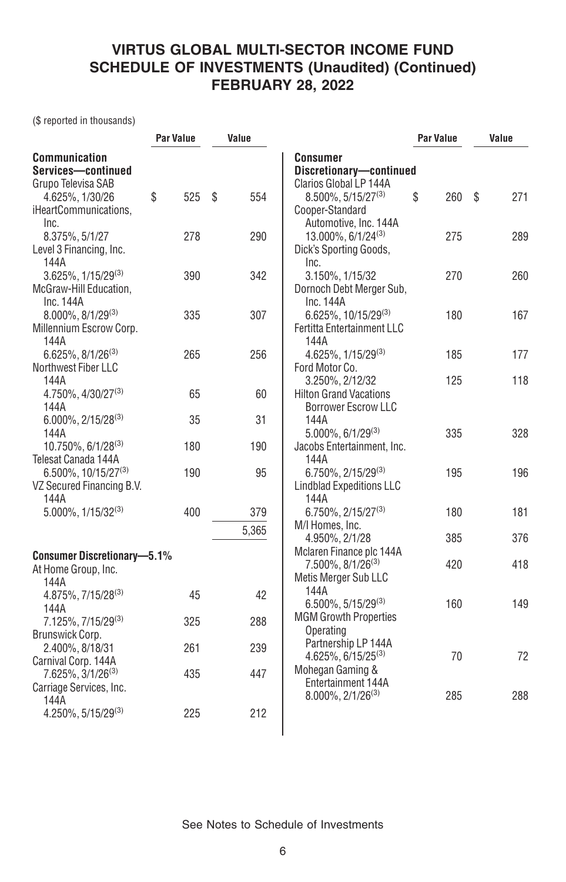# VIRTUS GLOBAL MULTI-SECTOR INCOME FUND
## SCHEDULE OF INVESTMENTS (Unaudited) (Continued)
## FEBRUARY 28, 2022

($ reported in thousands)

| | Par Value | Value |
|---|---|---|
| **Communication Services—continued** | | |
| Grupo Televisa SAB 4.625%, 1/30/26 | $ 525 | $ 554 |
| iHeartCommunications, Inc. 8.375%, 5/1/27 | 278 | 290 |
| Level 3 Financing, Inc. 144A 3.625%, 1/15/29[(3)] | 390 | 342 |
| McGraw-Hill Education, Inc. 144A 8.000%, 8/1/29[(3)] | 335 | 307 |
| Millennium Escrow Corp. 144A 6.625%, 8/1/26[(3)] | 265 | 256 |
| Northwest Fiber LLC | | |
| 144A 4.750%, 4/30/27[(3)] | 65 | 60 |
| 144A 6.000%, 2/15/28[(3)] | 35 | 31 |
| 144A 10.750%, 6/1/28[(3)] | 180 | 190 |
| Telesat Canada 144A 6.500%, 10/15/27[(3)] | 190 | 95 |
| VZ Secured Financing B.V. 144A 5.000%, 1/15/32[(3)] | 400 | 379 |
| | | 5,365 |
| **Consumer Discretionary—5.1%** | | |
| At Home Group, Inc. | | |
| 144A 4.875%, 7/15/28[(3)] | 45 | 42 |
| 144A 7.125%, 7/15/29[(3)] | 325 | 288 |
| Brunswick Corp. 2.400%, 8/18/31 | 261 | 239 |
| Carnival Corp. 144A 7.625%, 3/1/26[(3)] | 435 | 447 |
| Carriage Services, Inc. 144A 4.250%, 5/15/29[(3)] | 225 | 212 |
| **Consumer Discretionary—continued** | | |
| Clarios Global LP 144A 8.500%, 5/15/27[(3)] | $ 260 | $ 271 |
| Cooper-Standard Automotive, Inc. 144A 13.000%, 6/1/24[(3)] | 275 | 289 |
| Dick's Sporting Goods, Inc. 3.150%, 1/15/32 | 270 | 260 |
| Dornoch Debt Merger Sub, Inc. 144A 6.625%, 10/15/29[(3)] | 180 | 167 |
| Fertitta Entertainment LLC 144A 4.625%, 1/15/29[(3)] | 185 | 177 |
| Ford Motor Co. 3.250%, 2/12/32 | 125 | 118 |
| Hilton Grand Vacations Borrower Escrow LLC 144A 5.000%, 6/1/29[(3)] | 335 | 328 |
| Jacobs Entertainment, Inc. 144A 6.750%, 2/15/29[(3)] | 195 | 196 |
| Lindblad Expeditions LLC 144A 6.750%, 2/15/27[(3)] | 180 | 181 |
| M/I Homes, Inc. 4.950%, 2/1/28 | 385 | 376 |
| Mclaren Finance plc 144A 7.500%, 8/1/26[(3)] | 420 | 418 |
| Metis Merger Sub LLC 144A 6.500%, 5/15/29[(3)] | 160 | 149 |
| MGM Growth Properties Operating Partnership LP 144A 4.625%, 6/15/25[(3)] | 70 | 72 |
| Mohegan Gaming & Entertainment 144A 8.000%, 2/1/26[(3)] | 285 | 288 |

See Notes to Schedule of Investments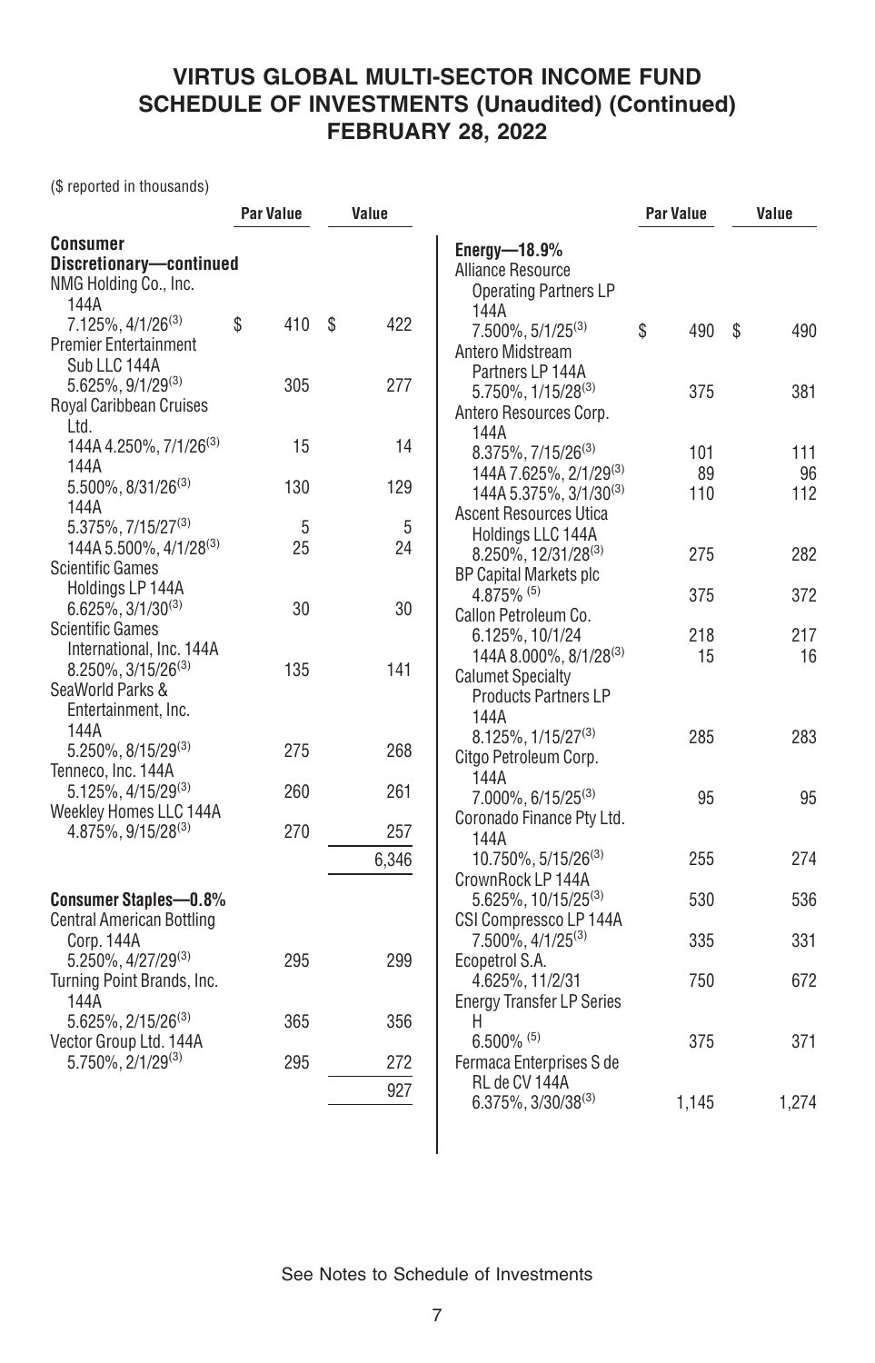# VIRTUS GLOBAL MULTI-SECTOR INCOME FUND
## SCHEDULE OF INVESTMENTS (Unaudited) (Continued)
## FEBRUARY 28, 2022

($ reported in thousands)

| | Par Value | Value |
|---|---|---|
| **Consumer Discretionary—continued** | | |
| NMG Holding Co., Inc. 144A 7.125%, 4/1/26[(3)] | $ 410 | $ 422 |
| Premier Entertainment Sub LLC 144A 5.625%, 9/1/29[(3)] | 305 | 277 |
| Royal Caribbean Cruises Ltd. | | |
| 144A 4.250%, 7/1/26[(3)] | 15 | 14 |
| 144A 5.500%, 8/31/26[(3)] | 130 | 129 |
| 144A 5.375%, 7/15/27[(3)] | 5 | 5 |
| 144A 5.500%, 4/1/28[(3)] | 25 | 24 |
| Scientific Games Holdings LP 144A 6.625%, 3/1/30[(3)] | 30 | 30 |
| Scientific Games International, Inc. 144A 8.250%, 3/15/26[(3)] | 135 | 141 |
| SeaWorld Parks & Entertainment, Inc. 144A 5.250%, 8/15/29[(3)] | 275 | 268 |
| Tenneco, Inc. 144A 5.125%, 4/15/29[(3)] | 260 | 261 |
| Weekley Homes LLC 144A 4.875%, 9/15/28[(3)] | 270 | 257 |
| | | 6,346 |
| **Consumer Staples—0.8%** | | |
| Central American Bottling Corp. 144A 5.250%, 4/27/29[(3)] | 295 | 299 |
| Turning Point Brands, Inc. 144A 5.625%, 2/15/26[(3)] | 365 | 356 |
| Vector Group Ltd. 144A 5.750%, 2/1/29[(3)] | 295 | 272 |
| | | 927 |
| **Energy—18.9%** | | |
| Alliance Resource Operating Partners LP 144A 7.500%, 5/1/25[(3)] | $ 490 | $ 490 |
| Antero Midstream Partners LP 144A 5.750%, 1/15/28[(3)] | 375 | 381 |
| Antero Resources Corp. | | |
| 144A 8.375%, 7/15/26[(3)] | 101 | 111 |
| 144A 7.625%, 2/1/29[(3)] | 89 | 96 |
| 144A 5.375%, 3/1/30[(3)] | 110 | 112 |
| Ascent Resources Utica Holdings LLC 144A 8.250%, 12/31/28[(3)] | 275 | 282 |
| BP Capital Markets plc 4.875%[(5)] | 375 | 372 |
| Callon Petroleum Co. | | |
| 6.125%, 10/1/24 | 218 | 217 |
| 144A 8.000%, 8/1/28[(3)] | 15 | 16 |
| Calumet Specialty Products Partners LP 144A 8.125%, 1/15/27[(3)] | 285 | 283 |
| Citgo Petroleum Corp. 144A 7.000%, 6/15/25[(3)] | 95 | 95 |
| Coronado Finance Pty Ltd. 144A 10.750%, 5/15/26[(3)] | 255 | 274 |
| CrownRock LP 144A 5.625%, 10/15/25[(3)] | 530 | 536 |
| CSI Compressco LP 144A 7.500%, 4/1/25[(3)] | 335 | 331 |
| Ecopetrol S.A. 4.625%, 11/2/31 | 750 | 672 |
| Energy Transfer LP Series H 6.500%[(5)] | 375 | 371 |
| Fermaca Enterprises S de RL de CV 144A 6.375%, 3/30/38[(3)] | 1,145 | 1,274 |

See Notes to Schedule of Investments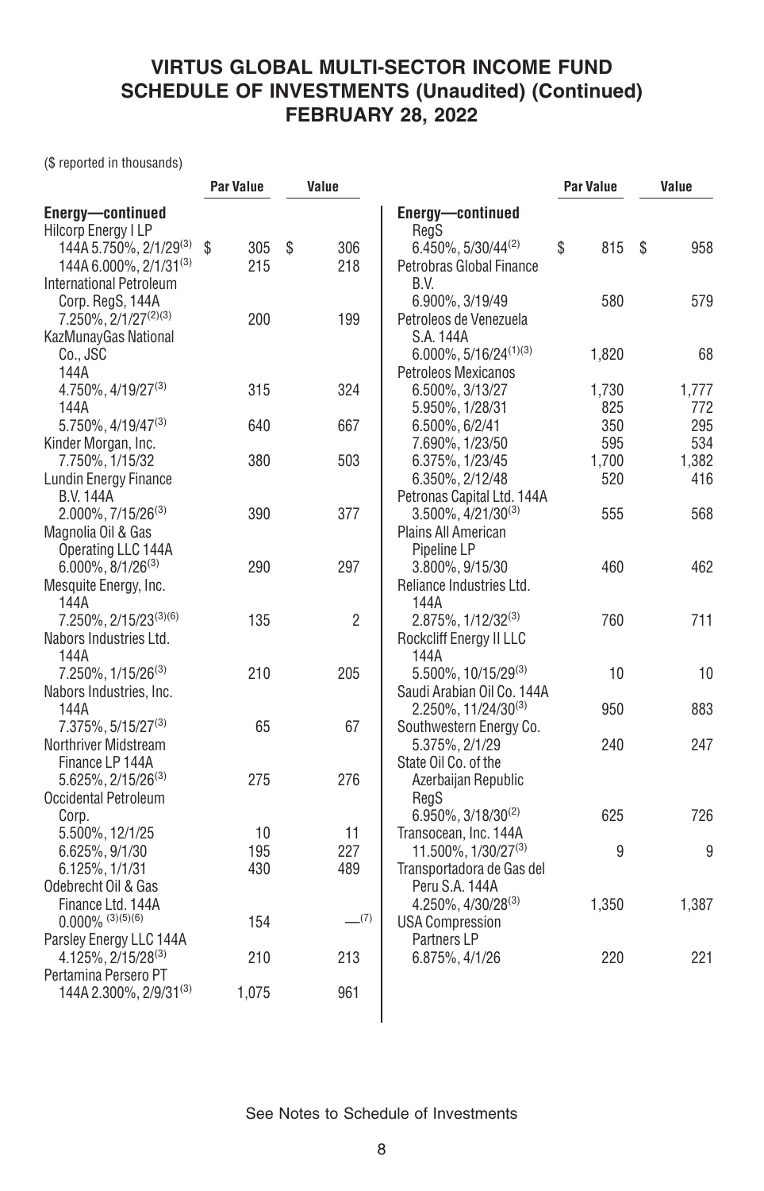# VIRTUS GLOBAL MULTI-SECTOR INCOME FUND
## SCHEDULE OF INVESTMENTS (Unaudited) (Continued)
## FEBRUARY 28, 2022

($ reported in thousands)

| | Par Value | Value |
|---|---|---|
| **Energy—continued** | | |
| Hilcorp Energy I LP | | |
| 144A 5.750%, 2/1/29[3] | $ 305 | $ 306 |
| 144A 6.000%, 2/1/31[3] | 215 | 218 |
| International Petroleum Corp. RegS, 144A 7.250%, 2/1/27[2][3] | 200 | 199 |
| KazMunayGas National Co., JSC | | |
| 144A 4.750%, 4/19/27[3] | 315 | 324 |
| 144A 5.750%, 4/19/47[3] | 640 | 667 |
| Kinder Morgan, Inc. 7.750%, 1/15/32 | 380 | 503 |
| Lundin Energy Finance B.V. 144A 2.000%, 7/15/26[3] | 390 | 377 |
| Magnolia Oil & Gas Operating LLC 144A 6.000%, 8/1/26[3] | 290 | 297 |
| Mesquite Energy, Inc. 144A 7.250%, 2/15/23[3][6] | 135 | 2 |
| Nabors Industries Ltd. 144A 7.250%, 1/15/26[3] | 210 | 205 |
| Nabors Industries, Inc. 144A 7.375%, 5/15/27[3] | 65 | 67 |
| Northriver Midstream Finance LP 144A 5.625%, 2/15/26[3] | 275 | 276 |
| Occidental Petroleum Corp. | | |
| 5.500%, 12/1/25 | 10 | 11 |
| 6.625%, 9/1/30 | 195 | 227 |
| 6.125%, 1/1/31 | 430 | 489 |
| Odebrecht Oil & Gas Finance Ltd. 144A 0.000%[3][5][6] | 154 | —[7] |
| Parsley Energy LLC 144A 4.125%, 2/15/28[3] | 210 | 213 |
| Pertamina Persero PT 144A 2.300%, 2/9/31[3] | 1,075 | 961 |
| **Energy—continued** | | |
| RegS 6.450%, 5/30/44[2] | $ 815 | $ 958 |
| Petrobras Global Finance B.V. 6.900%, 3/19/49 | 580 | 579 |
| Petroleos de Venezuela S.A. 144A 6.000%, 5/16/24[1][3] | 1,820 | 68 |
| Petroleos Mexicanos | | |
| 6.500%, 3/13/27 | 1,730 | 1,777 |
| 5.950%, 1/28/31 | 825 | 772 |
| 6.500%, 6/2/41 | 350 | 295 |
| 7.690%, 1/23/50 | 595 | 534 |
| 6.375%, 1/23/45 | 1,700 | 1,382 |
| 6.350%, 2/12/48 | 520 | 416 |
| Petronas Capital Ltd. 144A 3.500%, 4/21/30[3] | 555 | 568 |
| Plains All American Pipeline LP 3.800%, 9/15/30 | 460 | 462 |
| Reliance Industries Ltd. 144A 2.875%, 1/12/32[3] | 760 | 711 |
| Rockcliff Energy II LLC 144A 5.500%, 10/15/29[3] | 10 | 10 |
| Saudi Arabian Oil Co. 144A 2.250%, 11/24/30[3] | 950 | 883 |
| Southwestern Energy Co. 5.375%, 2/1/29 | 240 | 247 |
| State Oil Co. of the Azerbaijan Republic RegS 6.950%, 3/18/30[2] | 625 | 726 |
| Transocean, Inc. 144A 11.500%, 1/30/27[3] | 9 | 9 |
| Transportadora de Gas del Peru S.A. 144A 4.250%, 4/30/28[3] | 1,350 | 1,387 |
| USA Compression Partners LP 6.875%, 4/1/26 | 220 | 221 |

See Notes to Schedule of Investments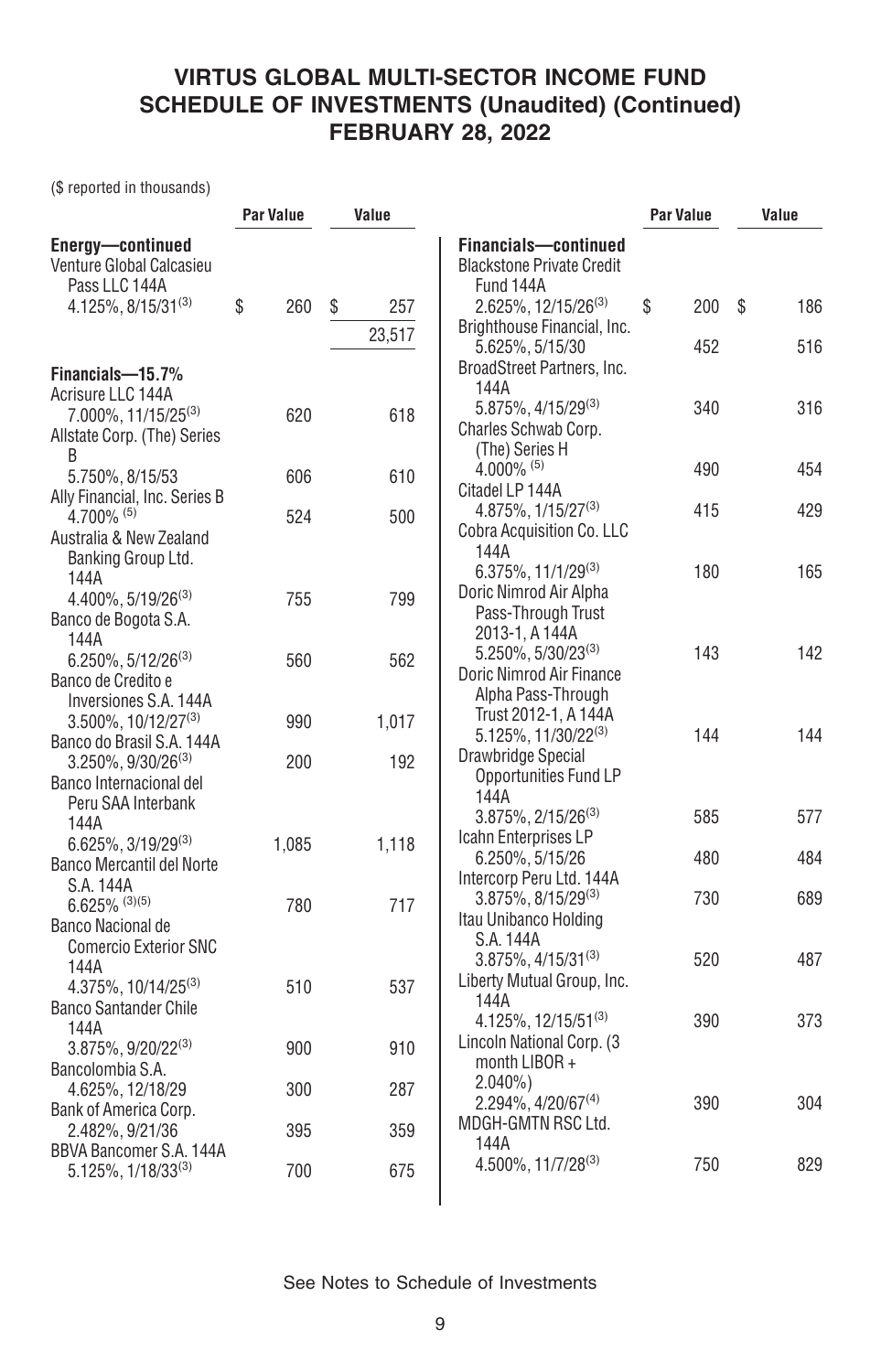# VIRTUS GLOBAL MULTI-SECTOR INCOME FUND
## SCHEDULE OF INVESTMENTS (Unaudited) (Continued)
## FEBRUARY 28, 2022

($ reported in thousands)

| | Par Value | Value |
|---|---|---|
| **Energy—continued** | | |
| Venture Global Calcasieu Pass LLC 144A 4.125%, 8/15/31[3] | $ 260 | $ 257 |
| | | 23,517 |
| **Financials—15.7%** | | |
| Acrisure LLC 144A 7.000%, 11/15/25[3] | 620 | 618 |
| Allstate Corp. (The) Series B 5.750%, 8/15/53 | 606 | 610 |
| Ally Financial, Inc. Series B 4.700% [5] | 524 | 500 |
| Australia & New Zealand Banking Group Ltd. 144A 4.400%, 5/19/26[3] | 755 | 799 |
| Banco de Bogota S.A. 144A 6.250%, 5/12/26[3] | 560 | 562 |
| Banco de Credito e Inversiones S.A. 144A 3.500%, 10/12/27[3] | 990 | 1,017 |
| Banco do Brasil S.A. 144A 3.250%, 9/30/26[3] | 200 | 192 |
| Banco Internacional del Peru SAA Interbank 144A 6.625%, 3/19/29[3] | 1,085 | 1,118 |
| Banco Mercantil del Norte S.A. 144A 6.625% [3][5] | 780 | 717 |
| Banco Nacional de Comercio Exterior SNC 144A 4.375%, 10/14/25[3] | 510 | 537 |
| Banco Santander Chile 144A 3.875%, 9/20/22[3] | 900 | 910 |
| Bancolombia S.A. 4.625%, 12/18/29 | 300 | 287 |
| Bank of America Corp. 2.482%, 9/21/36 | 395 | 359 |
| BBVA Bancomer S.A. 144A 5.125%, 1/18/33[3] | 700 | 675 |
| **Financials—continued** | | |
| Blackstone Private Credit Fund 144A 2.625%, 12/15/26[3] | $ 200 | $ 186 |
| Brighthouse Financial, Inc. 5.625%, 5/15/30 | 452 | 516 |
| BroadStreet Partners, Inc. 144A 5.875%, 4/15/29[3] | 340 | 316 |
| Charles Schwab Corp. (The) Series H 4.000% [5] | 490 | 454 |
| Citadel LP 144A 4.875%, 1/15/27[3] | 415 | 429 |
| Cobra Acquisition Co. LLC 144A 6.375%, 11/1/29[3] | 180 | 165 |
| Doric Nimrod Air Alpha Pass-Through Trust 2013-1, A 144A 5.250%, 5/30/23[3] | 143 | 142 |
| Doric Nimrod Air Finance Alpha Pass-Through Trust 2012-1, A 144A 5.125%, 11/30/22[3] | 144 | 144 |
| Drawbridge Special Opportunities Fund LP 144A 3.875%, 2/15/26[3] | 585 | 577 |
| Icahn Enterprises LP 6.250%, 5/15/26 | 480 | 484 |
| Intercorp Peru Ltd. 144A 3.875%, 8/15/29[3] | 730 | 689 |
| Itau Unibanco Holding S.A. 144A 3.875%, 4/15/31[3] | 520 | 487 |
| Liberty Mutual Group, Inc. 144A 4.125%, 12/15/51[3] | 390 | 373 |
| Lincoln National Corp. (3 month LIBOR + 2.040%) 2.294%, 4/20/67[4] | 390 | 304 |
| MDGH-GMTN RSC Ltd. 144A 4.500%, 11/7/28[3] | 750 | 829 |

See Notes to Schedule of Investments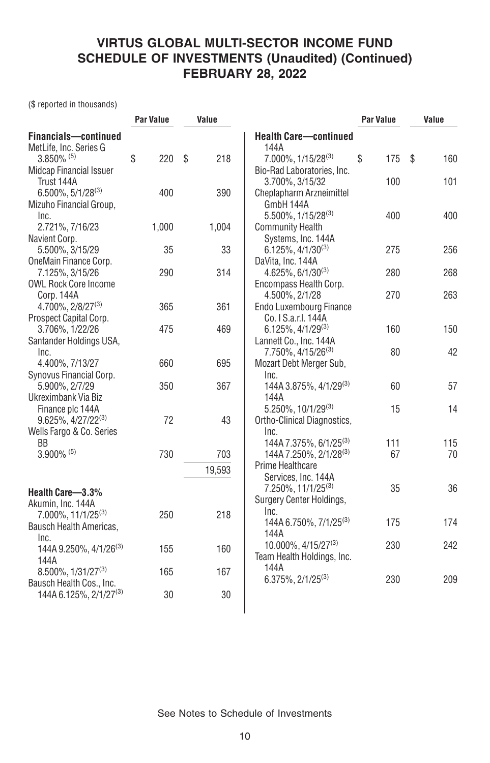# VIRTUS GLOBAL MULTI-SECTOR INCOME FUND
## SCHEDULE OF INVESTMENTS (Unaudited) (Continued)
## FEBRUARY 28, 2022

($ reported in thousands)

| | Par Value | Value |
|---|---|---|
| **Financials—continued** | | |
| MetLife, Inc. Series G 3.850% [5] | $ 220 | $ 218 |
| Midcap Financial Issuer Trust 144A 6.500%, 5/1/28[3] | 400 | 390 |
| Mizuho Financial Group, Inc. 2.721%, 7/16/23 | 1,000 | 1,004 |
| Navient Corp. 5.500%, 3/15/29 | 35 | 33 |
| OneMain Finance Corp. 7.125%, 3/15/26 | 290 | 314 |
| OWL Rock Core Income Corp. 144A 4.700%, 2/8/27[3] | 365 | 361 |
| Prospect Capital Corp. 3.706%, 1/22/26 | 475 | 469 |
| Santander Holdings USA, Inc. 4.400%, 7/13/27 | 660 | 695 |
| Synovus Financial Corp. 5.900%, 2/7/29 | 350 | 367 |
| Ukreximbank Via Biz Finance plc 144A 9.625%, 4/27/22[3] | 72 | 43 |
| Wells Fargo & Co. Series BB 3.900% [5] | 730 | 703 |
| | | 19,593 |
| **Health Care—3.3%** | | |
| Akumin, Inc. 144A 7.000%, 11/1/25[3] | 250 | 218 |
| Bausch Health Americas, Inc. | | |
| 144A 9.250%, 4/1/26[3] | 155 | 160 |
| 144A 8.500%, 1/31/27[3] | 165 | 167 |
| Bausch Health Cos., Inc. | | |
| 144A 6.125%, 2/1/27[3] | 30 | 30 |
| 144A 7.000%, 1/15/28[3] | $ 175 | $ 160 |
| Bio-Rad Laboratories, Inc. 3.700%, 3/15/32 | 100 | 101 |
| Cheplapharm Arzneimittel GmbH 144A 5.500%, 1/15/28[3] | 400 | 400 |
| Community Health Systems, Inc. 144A 6.125%, 4/1/30[3] | 275 | 256 |
| DaVita, Inc. 144A 4.625%, 6/1/30[3] | 280 | 268 |
| Encompass Health Corp. 4.500%, 2/1/28 | 270 | 263 |
| Endo Luxembourg Finance Co. I S.a.r.l. 144A 6.125%, 4/1/29[3] | 160 | 150 |
| Lannett Co., Inc. 144A 7.750%, 4/15/26[3] | 80 | 42 |
| Mozart Debt Merger Sub, Inc. | | |
| 144A 3.875%, 4/1/29[3] | 60 | 57 |
| 144A 5.250%, 10/1/29[3] | 15 | 14 |
| Ortho-Clinical Diagnostics, Inc. | | |
| 144A 7.375%, 6/1/25[3] | 111 | 115 |
| 144A 7.250%, 2/1/28[3] | 67 | 70 |
| Prime Healthcare Services, Inc. 144A 7.250%, 11/1/25[3] | 35 | 36 |
| Surgery Center Holdings, Inc. | | |
| 144A 6.750%, 7/1/25[3] | 175 | 174 |
| 144A 10.000%, 4/15/27[3] | 230 | 242 |
| Team Health Holdings, Inc. 144A 6.375%, 2/1/25[3] | 230 | 209 |

See Notes to Schedule of Investments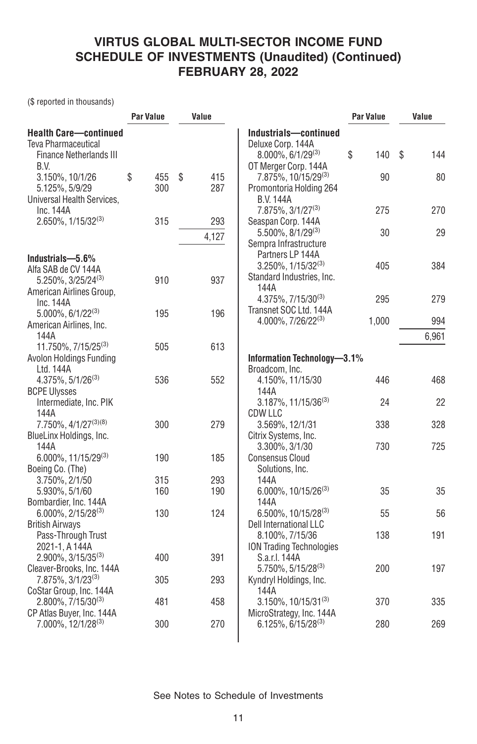# VIRTUS GLOBAL MULTI-SECTOR INCOME FUND
## SCHEDULE OF INVESTMENTS (Unaudited) (Continued)
## FEBRUARY 28, 2022

($ reported in thousands)

| | Par Value | Value |
|---|---|---|
| **Health Care—continued** | | |
| Teva Pharmaceutical Finance Netherlands III B.V. | | |
| 3.150%, 10/1/26 | $ 455 | $ 415 |
| 5.125%, 5/9/29 | 300 | 287 |
| Universal Health Services, Inc. 144A 2.650%, 1/15/32[3] | 315 | 293 |
| | | 4,127 |
| **Industrials—5.6%** | | |
| Alfa SAB de CV 144A 5.250%, 3/25/24[3] | 910 | 937 |
| American Airlines Group, Inc. 144A 5.000%, 6/1/22[3] | 195 | 196 |
| American Airlines, Inc. 144A 11.750%, 7/15/25[3] | 505 | 613 |
| Avolon Holdings Funding Ltd. 144A 4.375%, 5/1/26[3] | 536 | 552 |
| BCPE Ulysses Intermediate, Inc. PIK 144A 7.750%, 4/1/27[3][8] | 300 | 279 |
| BlueLinx Holdings, Inc. 144A 6.000%, 11/15/29[3] | 190 | 185 |
| Boeing Co. (The) | | |
| 3.750%, 2/1/50 | 315 | 293 |
| 5.930%, 5/1/60 | 160 | 190 |
| Bombardier, Inc. 144A 6.000%, 2/15/28[3] | 130 | 124 |
| British Airways Pass-Through Trust 2021-1, A 144A 2.900%, 3/15/35[3] | 400 | 391 |
| Cleaver-Brooks, Inc. 144A 7.875%, 3/1/23[3] | 305 | 293 |
| CoStar Group, Inc. 144A 2.800%, 7/15/30[3] | 481 | 458 |
| CP Atlas Buyer, Inc. 144A 7.000%, 12/1/28[3] | 300 | 270 |
| **Industrials—continued** | | |
| Deluxe Corp. 144A 8.000%, 6/1/29[3] | $ 140 | $ 144 |
| OT Merger Corp. 144A 7.875%, 10/15/29[3] | 90 | 80 |
| Promontoria Holding 264 B.V. 144A 7.875%, 3/1/27[3] | 275 | 270 |
| Seaspan Corp. 144A 5.500%, 8/1/29[3] | 30 | 29 |
| Sempra Infrastructure Partners LP 144A 3.250%, 1/15/32[3] | 405 | 384 |
| Standard Industries, Inc. 144A 4.375%, 7/15/30[3] | 295 | 279 |
| Transnet SOC Ltd. 144A 4.000%, 7/26/22[3] | 1,000 | 994 |
| | | 6,961 |
| **Information Technology—3.1%** | | |
| Broadcom, Inc. | | |
| 4.150%, 11/15/30 | 446 | 468 |
| 144A 3.187%, 11/15/36[3] | 24 | 22 |
| CDW LLC 3.569%, 12/1/31 | 338 | 328 |
| Citrix Systems, Inc. 3.300%, 3/1/30 | 730 | 725 |
| Consensus Cloud Solutions, Inc. | | |
| 144A 6.000%, 10/15/26[3] | 35 | 35 |
| 144A 6.500%, 10/15/28[3] | 55 | 56 |
| Dell International LLC 8.100%, 7/15/36 | 138 | 191 |
| ION Trading Technologies S.a.r.l. 144A 5.750%, 5/15/28[3] | 200 | 197 |
| Kyndryl Holdings, Inc. 144A 3.150%, 10/15/31[3] | 370 | 335 |
| MicroStrategy, Inc. 144A 6.125%, 6/15/28[3] | 280 | 269 |

See Notes to Schedule of Investments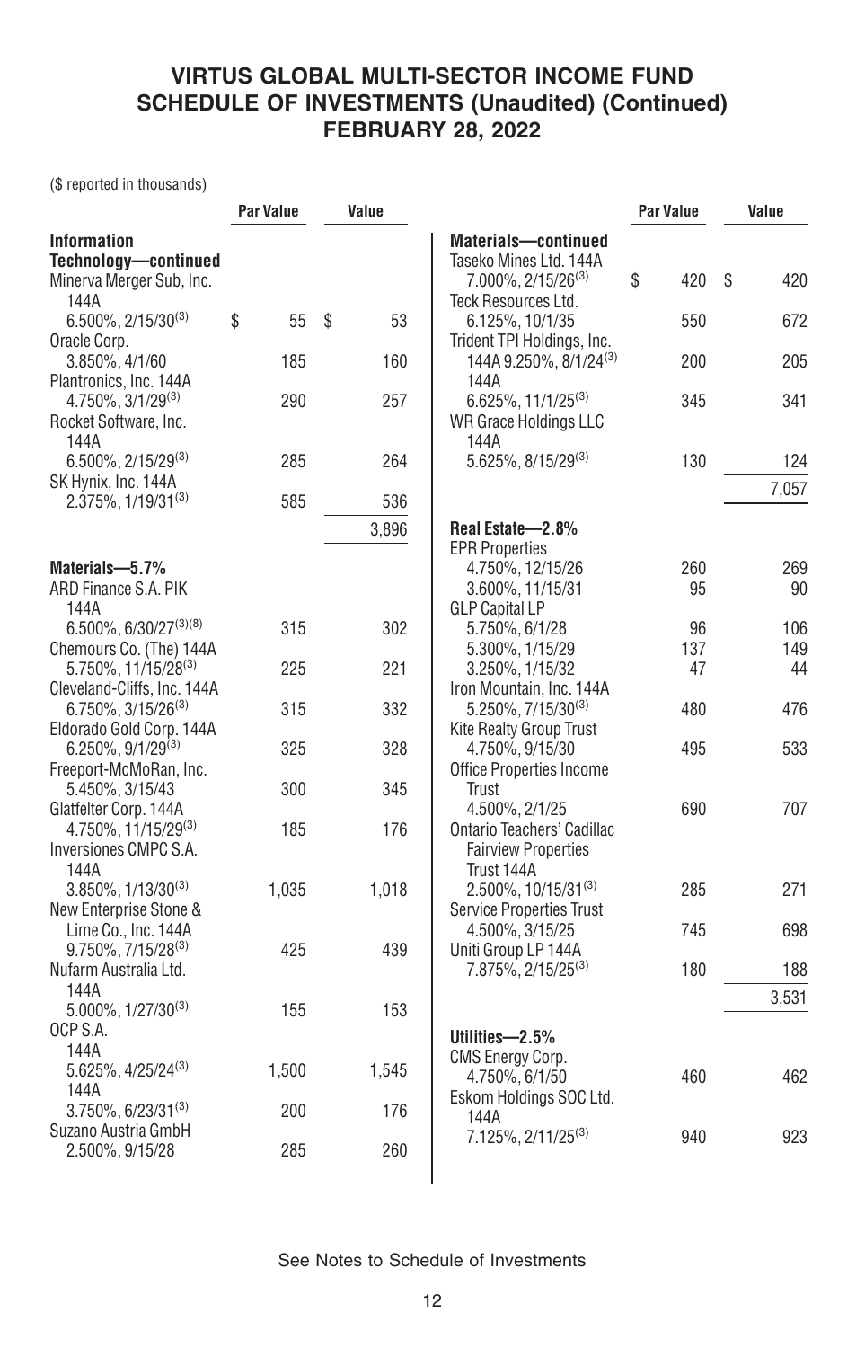# VIRTUS GLOBAL MULTI-SECTOR INCOME FUND
## SCHEDULE OF INVESTMENTS (Unaudited) (Continued)
## FEBRUARY 28, 2022

($ reported in thousands)

| | Par Value | Value |
|---|---|---|
| **Information Technology—continued** | | |
| Minerva Merger Sub, Inc. 144A 6.500%, 2/15/30[(3)] | $ 55 | $ 53 |
| Oracle Corp. 3.850%, 4/1/60 | 185 | 160 |
| Plantronics, Inc. 144A 4.750%, 3/1/29[(3)] | 290 | 257 |
| Rocket Software, Inc. 144A 6.500%, 2/15/29[(3)] | 285 | 264 |
| SK Hynix, Inc. 144A 2.375%, 1/19/31[(3)] | 585 | 536 |
| | | 3,896 |
| **Materials—5.7%** | | |
| ARD Finance S.A. PIK 144A 6.500%, 6/30/27[(3)(8)] | 315 | 302 |
| Chemours Co. (The) 144A 5.750%, 11/15/28[(3)] | 225 | 221 |
| Cleveland-Cliffs, Inc. 144A 6.750%, 3/15/26[(3)] | 315 | 332 |
| Eldorado Gold Corp. 144A 6.250%, 9/1/29[(3)] | 325 | 328 |
| Freeport-McMoRan, Inc. 5.450%, 3/15/43 | 300 | 345 |
| Glatfelter Corp. 144A 4.750%, 11/15/29[(3)] | 185 | 176 |
| Inversiones CMPC S.A. 144A 3.850%, 1/13/30[(3)] | 1,035 | 1,018 |
| New Enterprise Stone & Lime Co., Inc. 144A 9.750%, 7/15/28[(3)] | 425 | 439 |
| Nufarm Australia Ltd. 144A 5.000%, 1/27/30[(3)] | 155 | 153 |
| OCP S.A. | | |
| 144A 5.625%, 4/25/24[(3)] | 1,500 | 1,545 |
| 144A 3.750%, 6/23/31[(3)] | 200 | 176 |
| Suzano Austria GmbH 2.500%, 9/15/28 | 285 | 260 |
| **Materials—continued** | | |
| Taseko Mines Ltd. 144A 7.000%, 2/15/26[(3)] | $ 420 | $ 420 |
| Teck Resources Ltd. 6.125%, 10/1/35 | 550 | 672 |
| Trident TPI Holdings, Inc. | | |
| 144A 9.250%, 8/1/24[(3)] | 200 | 205 |
| 144A 6.625%, 11/1/25[(3)] | 345 | 341 |
| WR Grace Holdings LLC 144A 5.625%, 8/15/29[(3)] | 130 | 124 |
| | | 7,057 |
| **Real Estate—2.8%** | | |
| EPR Properties | | |
| 4.750%, 12/15/26 | 260 | 269 |
| 3.600%, 11/15/31 | 95 | 90 |
| GLP Capital LP | | |
| 5.750%, 6/1/28 | 96 | 106 |
| 5.300%, 1/15/29 | 137 | 149 |
| 3.250%, 1/15/32 | 47 | 44 |
| Iron Mountain, Inc. 144A 5.250%, 7/15/30[(3)] | 480 | 476 |
| Kite Realty Group Trust 4.750%, 9/15/30 | 495 | 533 |
| Office Properties Income Trust 4.500%, 2/1/25 | 690 | 707 |
| Ontario Teachers' Cadillac Fairview Properties Trust 144A 2.500%, 10/15/31[(3)] | 285 | 271 |
| Service Properties Trust 4.500%, 3/15/25 | 745 | 698 |
| Uniti Group LP 144A 7.875%, 2/15/25[(3)] | 180 | 188 |
| | | 3,531 |
| **Utilities—2.5%** | | |
| CMS Energy Corp. 4.750%, 6/1/50 | 460 | 462 |
| Eskom Holdings SOC Ltd. 144A 7.125%, 2/11/25[(3)] | 940 | 923 |

See Notes to Schedule of Investments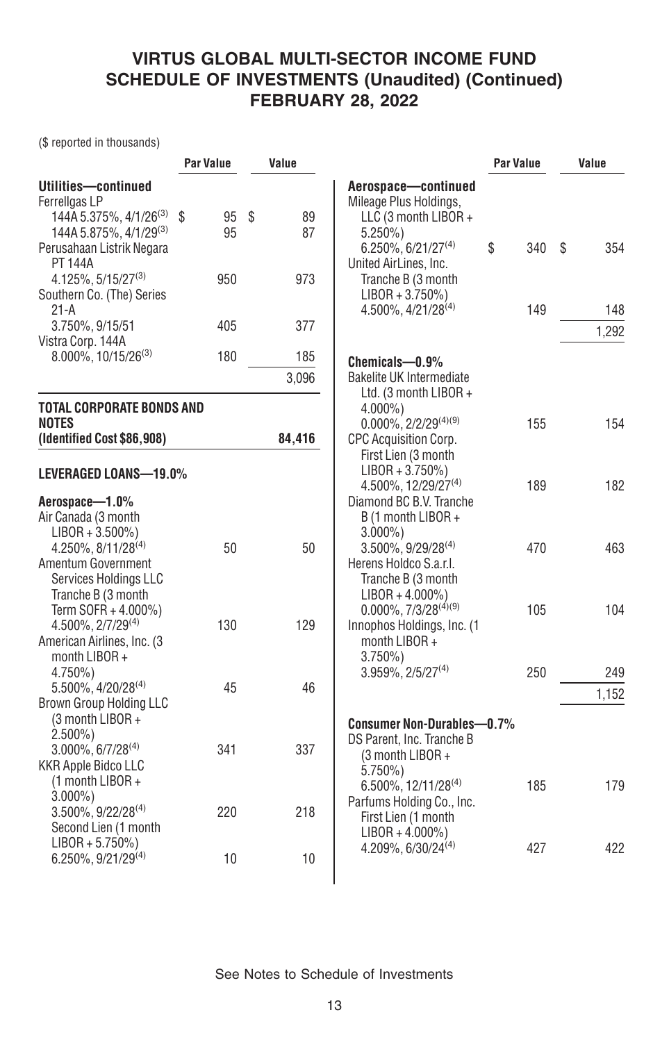# VIRTUS GLOBAL MULTI-SECTOR INCOME FUND
## SCHEDULE OF INVESTMENTS (Unaudited) (Continued)
## FEBRUARY 28, 2022

($ reported in thousands)

| | Par Value | Value |
|---|---|---|
| **Utilities—continued** | | |
| Ferrellgas LP | | |
| 144A 5.375%, 4/1/26[3] | $ 95 | $ 89 |
| 144A 5.875%, 4/1/29[3] | 95 | 87 |
| Perusahaan Listrik Negara PT 144A 4.125%, 5/15/27[3] | 950 | 973 |
| Southern Co. (The) Series 21-A 3.750%, 9/15/51 | 405 | 377 |
| Vistra Corp. 144A 8.000%, 10/15/26[3] | 180 | 185 |
| | | 3,096 |
| **TOTAL CORPORATE BONDS AND NOTES (Identified Cost $86,908)** | | **84,416** |
| **LEVERAGED LOANS—19.0%** | | |
| **Aerospace—1.0%** | | |
| Air Canada (3 month LIBOR + 3.500%) 4.250%, 8/11/28[4] | 50 | 50 |
| Amentum Government Services Holdings LLC Tranche B (3 month Term SOFR + 4.000%) 4.500%, 2/7/29[4] | 130 | 129 |
| American Airlines, Inc. (3 month LIBOR + 4.750%) 5.500%, 4/20/28[4] | 45 | 46 |
| Brown Group Holding LLC (3 month LIBOR + 2.500%) 3.000%, 6/7/28[4] | 341 | 337 |
| KKR Apple Bidco LLC | | |
| (1 month LIBOR + 3.000%) 3.500%, 9/22/28[4] | 220 | 218 |
| Second Lien (1 month LIBOR + 5.750%) 6.250%, 9/21/29[4] | 10 | 10 |
| **Aerospace—continued** | | |
| Mileage Plus Holdings, LLC (3 month LIBOR + 5.250%) 6.250%, 6/21/27[4] | $ 340 | $ 354 |
| United AirLines, Inc. Tranche B (3 month LIBOR + 3.750%) 4.500%, 4/21/28[4] | 149 | 148 |
| | | 1,292 |
| **Chemicals—0.9%** | | |
| Bakelite UK Intermediate Ltd. (3 month LIBOR + 4.000%) 0.000%, 2/2/29[4][9] | 155 | 154 |
| CPC Acquisition Corp. First Lien (3 month LIBOR + 3.750%) 4.500%, 12/29/27[4] | 189 | 182 |
| Diamond BC B.V. Tranche B (1 month LIBOR + 3.000%) 3.500%, 9/29/28[4] | 470 | 463 |
| Herens Holdco S.a.r.l. Tranche B (3 month LIBOR + 4.000%) 0.000%, 7/3/28[4][9] | 105 | 104 |
| Innophos Holdings, Inc. (1 month LIBOR + 3.750%) 3.959%, 2/5/27[4] | 250 | 249 |
| | | 1,152 |
| **Consumer Non-Durables—0.7%** | | |
| DS Parent, Inc. Tranche B (3 month LIBOR + 5.750%) 6.500%, 12/11/28[4] | 185 | 179 |
| Parfums Holding Co., Inc. First Lien (1 month LIBOR + 4.000%) 4.209%, 6/30/24[4] | 427 | 422 |

See Notes to Schedule of Investments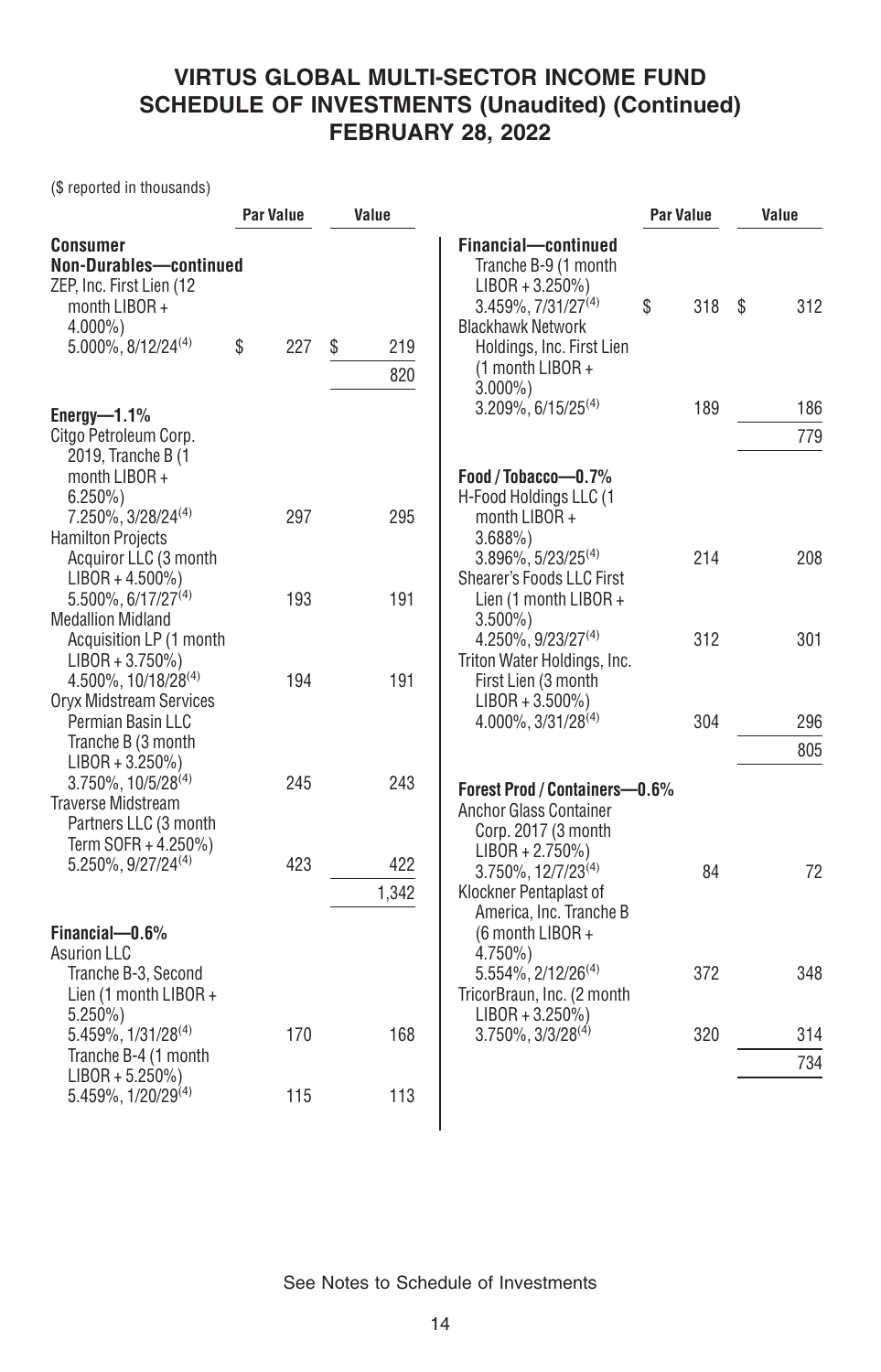# VIRTUS GLOBAL MULTI-SECTOR INCOME FUND
## SCHEDULE OF INVESTMENTS (Unaudited) (Continued)
## FEBRUARY 28, 2022

($ reported in thousands)

| | Par Value | Value |
|---|---|---|
| **Consumer Non-Durables—continued** | | |
| ZEP, Inc. First Lien (12 month LIBOR + 4.000%) 5.000%, 8/12/24[4] | $ 227 | $ 219 |
| | | 820 |
| **Energy—1.1%** | | |
| Citgo Petroleum Corp. 2019, Tranche B (1 month LIBOR + 6.250%) 7.250%, 3/28/24[4] | 297 | 295 |
| Hamilton Projects Acquiror LLC (3 month LIBOR + 4.500%) 5.500%, 6/17/27[4] | 193 | 191 |
| Medallion Midland Acquisition LP (1 month LIBOR + 3.750%) 4.500%, 10/18/28[4] | 194 | 191 |
| Oryx Midstream Services Permian Basin LLC Tranche B (3 month LIBOR + 3.250%) 3.750%, 10/5/28[4] | 245 | 243 |
| Traverse Midstream Partners LLC (3 month Term SOFR + 4.250%) 5.250%, 9/27/24[4] | 423 | 422 |
| | | 1,342 |
| **Financial—0.6%** | | |
| Asurion LLC | | |
| Tranche B-3, Second Lien (1 month LIBOR + 5.250%) 5.459%, 1/31/28[4] | 170 | 168 |
| Tranche B-4 (1 month LIBOR + 5.250%) 5.459%, 1/20/29[4] | 115 | 113 |
| **Financial—continued** | | |
| Tranche B-9 (1 month LIBOR + 3.250%) 3.459%, 7/31/27[4] | $ 318 | $ 312 |
| Blackhawk Network Holdings, Inc. First Lien (1 month LIBOR + 3.000%) 3.209%, 6/15/25[4] | 189 | 186 |
| | | 779 |
| **Food / Tobacco—0.7%** | | |
| H-Food Holdings LLC (1 month LIBOR + 3.688%) 3.896%, 5/23/25[4] | 214 | 208 |
| Shearer's Foods LLC First Lien (1 month LIBOR + 3.500%) 4.250%, 9/23/27[4] | 312 | 301 |
| Triton Water Holdings, Inc. First Lien (3 month LIBOR + 3.500%) 4.000%, 3/31/28[4] | 304 | 296 |
| | | 805 |
| **Forest Prod / Containers—0.6%** | | |
| Anchor Glass Container Corp. 2017 (3 month LIBOR + 2.750%) 3.750%, 12/7/23[4] | 84 | 72 |
| Klockner Pentaplast of America, Inc. Tranche B (6 month LIBOR + 4.750%) 5.554%, 2/12/26[4] | 372 | 348 |
| TricorBraun, Inc. (2 month LIBOR + 3.250%) 3.750%, 3/3/28[4] | 320 | 314 |
| | | 734 |

See Notes to Schedule of Investments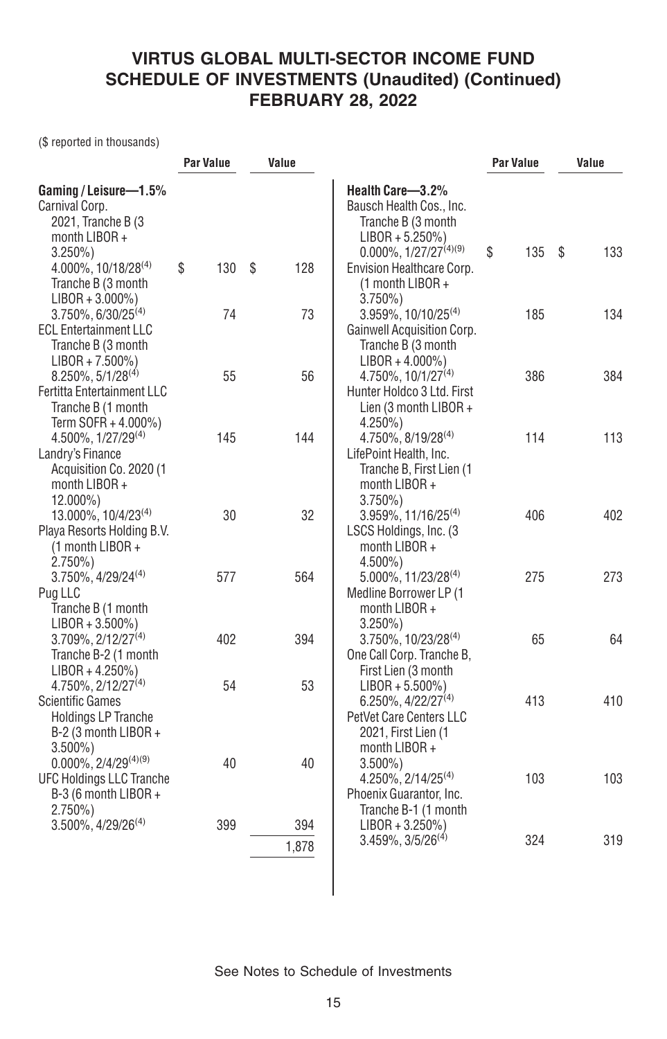# VIRTUS GLOBAL MULTI-SECTOR INCOME FUND
## SCHEDULE OF INVESTMENTS (Unaudited) (Continued)
## FEBRUARY 28, 2022

($ reported in thousands)

| | Par Value | Value |
|---|---|---|
| **Gaming / Leisure—1.5%** | | |
| Carnival Corp. | | |
| 2021, Tranche B (3 month LIBOR + 3.250%) 4.000%, 10/18/28[4] | $ 130 | $ 128 |
| Tranche B (3 month LIBOR + 3.000%) 3.750%, 6/30/25[4] | 74 | 73 |
| ECL Entertainment LLC Tranche B (3 month LIBOR + 7.500%) 8.250%, 5/1/28[4] | 55 | 56 |
| Fertitta Entertainment LLC Tranche B (1 month Term SOFR + 4.000%) 4.500%, 1/27/29[4] | 145 | 144 |
| Landry's Finance Acquisition Co. 2020 (1 month LIBOR + 12.000%) 13.000%, 10/4/23[4] | 30 | 32 |
| Playa Resorts Holding B.V. (1 month LIBOR + 2.750%) 3.750%, 4/29/24[4] | 577 | 564 |
| Pug LLC | | |
| Tranche B (1 month LIBOR + 3.500%) 3.709%, 2/12/27[4] | 402 | 394 |
| Tranche B-2 (1 month LIBOR + 4.250%) 4.750%, 2/12/27[4] | 54 | 53 |
| Scientific Games Holdings LP Tranche B-2 (3 month LIBOR + 3.500%) 0.000%, 2/4/29[4][9] | 40 | 40 |
| UFC Holdings LLC Tranche B-3 (6 month LIBOR + 2.750%) 3.500%, 4/29/26[4] | 399 | 394 |
| | | 1,878 |
| **Health Care—3.2%** | | |
| Bausch Health Cos., Inc. Tranche B (3 month LIBOR + 5.250%) 0.000%, 1/27/27[4][9] | $ 135 | $ 133 |
| Envision Healthcare Corp. (1 month LIBOR + 3.750%) 3.959%, 10/10/25[4] | 185 | 134 |
| Gainwell Acquisition Corp. Tranche B (3 month LIBOR + 4.000%) 4.750%, 10/1/27[4] | 386 | 384 |
| Hunter Holdco 3 Ltd. First Lien (3 month LIBOR + 4.250%) 4.750%, 8/19/28[4] | 114 | 113 |
| LifePoint Health, Inc. Tranche B, First Lien (1 month LIBOR + 3.750%) 3.959%, 11/16/25[4] | 406 | 402 |
| LSCS Holdings, Inc. (3 month LIBOR + 4.500%) 5.000%, 11/23/28[4] | 275 | 273 |
| Medline Borrower LP (1 month LIBOR + 3.250%) 3.750%, 10/23/28[4] | 65 | 64 |
| One Call Corp. Tranche B, First Lien (3 month LIBOR + 5.500%) 6.250%, 4/22/27[4] | 413 | 410 |
| PetVet Care Centers LLC 2021, First Lien (1 month LIBOR + 3.500%) 4.250%, 2/14/25[4] | 103 | 103 |
| Phoenix Guarantor, Inc. Tranche B-1 (1 month LIBOR + 3.250%) 3.459%, 3/5/26[4] | 324 | 319 |

See Notes to Schedule of Investments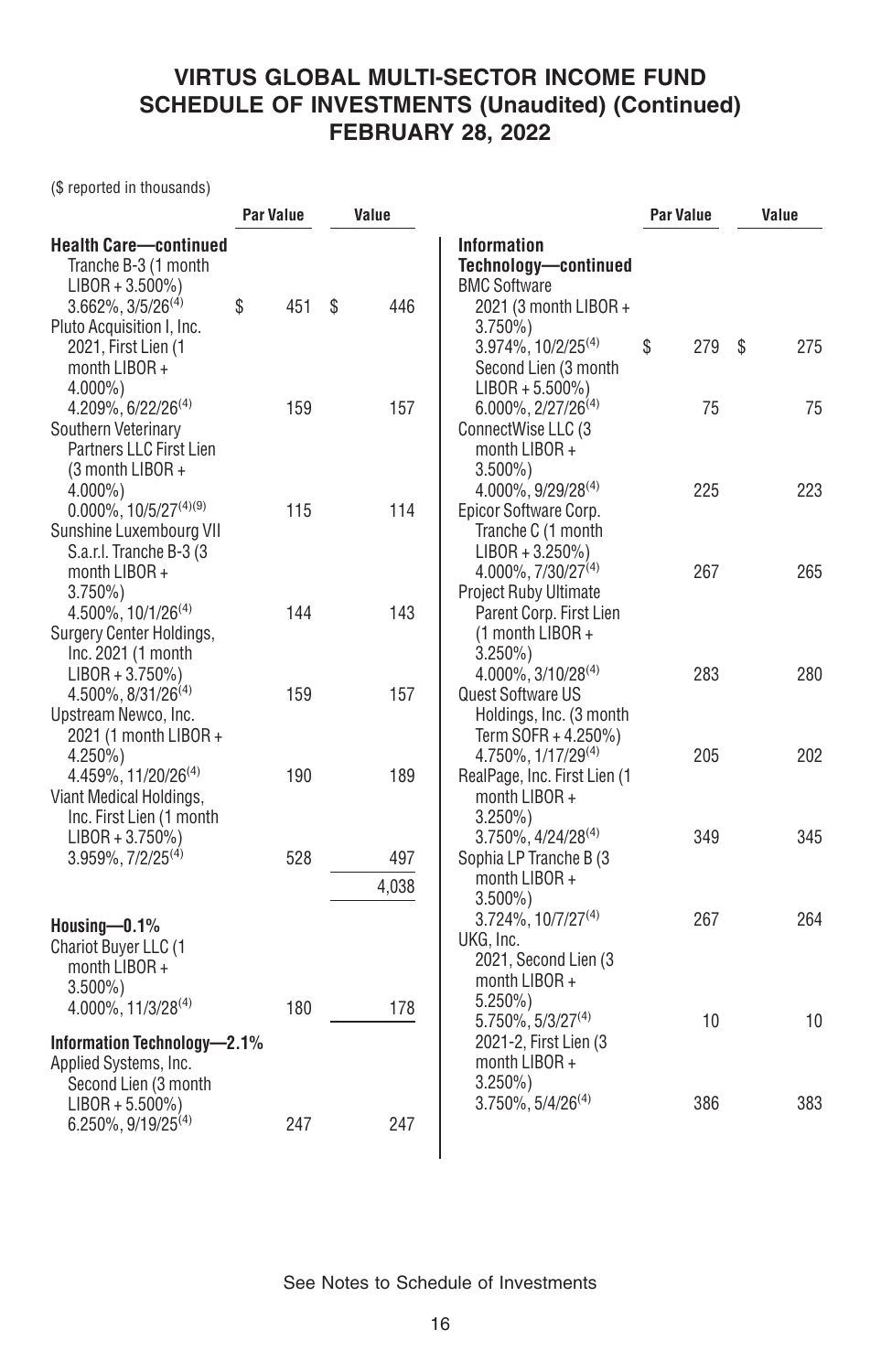# VIRTUS GLOBAL MULTI-SECTOR INCOME FUND
## SCHEDULE OF INVESTMENTS (Unaudited) (Continued)
## FEBRUARY 28, 2022

($ reported in thousands)

| | Par Value | Value |
|---|---|---|
| **Health Care—continued** | | |
| Tranche B-3 (1 month LIBOR + 3.500%) 3.662%, 3/5/26[4] | $ 451 | $ 446 |
| Pluto Acquisition I, Inc. 2021, First Lien (1 month LIBOR + 4.000%) 4.209%, 6/22/26[4] | 159 | 157 |
| Southern Veterinary Partners LLC First Lien (3 month LIBOR + 4.000%) 0.000%, 10/5/27[4][9] | 115 | 114 |
| Sunshine Luxembourg VII S.a.r.l. Tranche B-3 (3 month LIBOR + 3.750%) 4.500%, 10/1/26[4] | 144 | 143 |
| Surgery Center Holdings, Inc. 2021 (1 month LIBOR + 3.750%) 4.500%, 8/31/26[4] | 159 | 157 |
| Upstream Newco, Inc. 2021 (1 month LIBOR + 4.250%) 4.459%, 11/20/26[4] | 190 | 189 |
| Viant Medical Holdings, Inc. First Lien (1 month LIBOR + 3.750%) 3.959%, 7/2/25[4] | 528 | 497 |
| | | 4,038 |
| **Housing—0.1%** | | |
| Chariot Buyer LLC (1 month LIBOR + 3.500%) 4.000%, 11/3/28[4] | 180 | 178 |
| **Information Technology—2.1%** | | |
| Applied Systems, Inc. Second Lien (3 month LIBOR + 5.500%) 6.250%, 9/19/25[4] | 247 | 247 |
| **Information Technology—continued** | | |
| BMC Software 2021 (3 month LIBOR + 3.750%) 3.974%, 10/2/25[4] | $ 279 | $ 275 |
| Second Lien (3 month LIBOR + 5.500%) 6.000%, 2/27/26[4] | 75 | 75 |
| ConnectWise LLC (3 month LIBOR + 3.500%) 4.000%, 9/29/28[4] | 225 | 223 |
| Epicor Software Corp. Tranche C (1 month LIBOR + 3.250%) 4.000%, 7/30/27[4] | 267 | 265 |
| Project Ruby Ultimate Parent Corp. First Lien (1 month LIBOR + 3.250%) 4.000%, 3/10/28[4] | 283 | 280 |
| Quest Software US Holdings, Inc. (3 month Term SOFR + 4.250%) 4.750%, 1/17/29[4] | 205 | 202 |
| RealPage, Inc. First Lien (1 month LIBOR + 3.250%) 3.750%, 4/24/28[4] | 349 | 345 |
| Sophia LP Tranche B (3 month LIBOR + 3.500%) 3.724%, 10/7/27[4] | 267 | 264 |
| UKG, Inc. 2021, Second Lien (3 month LIBOR + 5.250%) 5.750%, 5/3/27[4] | 10 | 10 |
| 2021-2, First Lien (3 month LIBOR + 3.250%) 3.750%, 5/4/26[4] | 386 | 383 |

See Notes to Schedule of Investments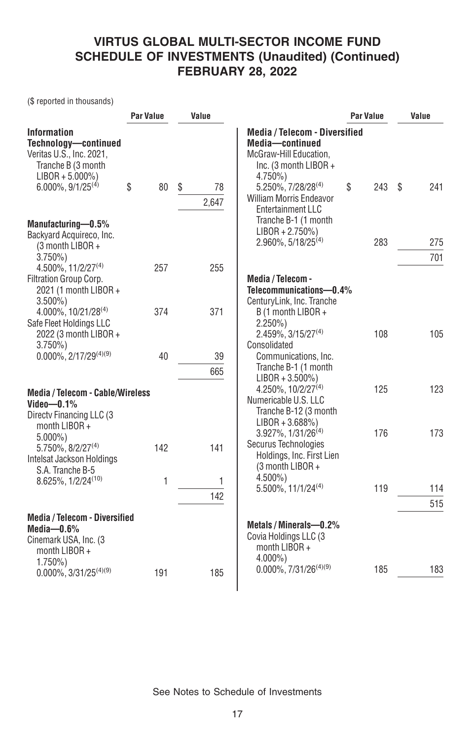# VIRTUS GLOBAL MULTI-SECTOR INCOME FUND
# SCHEDULE OF INVESTMENTS (Unaudited) (Continued)
# FEBRUARY 28, 2022

($ reported in thousands)

| | Par Value | Value |
|---|---|---|
| **Information Technology—continued** | | |
| Veritas U.S., Inc. 2021, Tranche B (3 month LIBOR + 5.000%) 6.000%, 9/1/25(4) | $ 80 | $ 78 |
| | | 2,647 |
| **Manufacturing—0.5%** | | |
| Backyard Acquireco, Inc. (3 month LIBOR + 3.750%) 4.500%, 11/2/27(4) | 257 | 255 |
| Filtration Group Corp. 2021 (1 month LIBOR + 3.500%) 4.000%, 10/21/28(4) | 374 | 371 |
| Safe Fleet Holdings LLC 2022 (3 month LIBOR + 3.750%) 0.000%, 2/17/29(4)(9) | 40 | 39 |
| | | 665 |
| **Media / Telecom - Cable/Wireless Video—0.1%** | | |
| Directv Financing LLC (3 month LIBOR + 5.000%) 5.750%, 8/2/27(4) | 142 | 141 |
| Intelsat Jackson Holdings S.A. Tranche B-5 8.625%, 1/2/24(10) | 1 | 1 |
| | | 142 |
| **Media / Telecom - Diversified Media—0.6%** | | |
| Cinemark USA, Inc. (3 month LIBOR + 1.750%) 0.000%, 3/31/25(4)(9) | 191 | 185 |
| **Media / Telecom - Diversified Media—continued** | | |
| McGraw-Hill Education, Inc. (3 month LIBOR + 4.750%) 5.250%, 7/28/28(4) | $ 243 | $ 241 |
| William Morris Endeavor Entertainment LLC Tranche B-1 (1 month LIBOR + 2.750%) 2.960%, 5/18/25(4) | 283 | 275 |
| | | 701 |
| **Media / Telecom - Telecommunications—0.4%** | | |
| CenturyLink, Inc. Tranche B (1 month LIBOR + 2.250%) 2.459%, 3/15/27(4) | 108 | 105 |
| Consolidated Communications, Inc. Tranche B-1 (1 month LIBOR + 3.500%) 4.250%, 10/2/27(4) | 125 | 123 |
| Numericable U.S. LLC Tranche B-12 (3 month LIBOR + 3.688%) 3.927%, 1/31/26(4) | 176 | 173 |
| Securus Technologies Holdings, Inc. First Lien (3 month LIBOR + 4.500%) 5.500%, 11/1/24(4) | 119 | 114 |
| | | 515 |
| **Metals / Minerals—0.2%** | | |
| Covia Holdings LLC (3 month LIBOR + 4.000%) 0.000%, 7/31/26(4)(9) | 185 | 183 |

See Notes to Schedule of Investments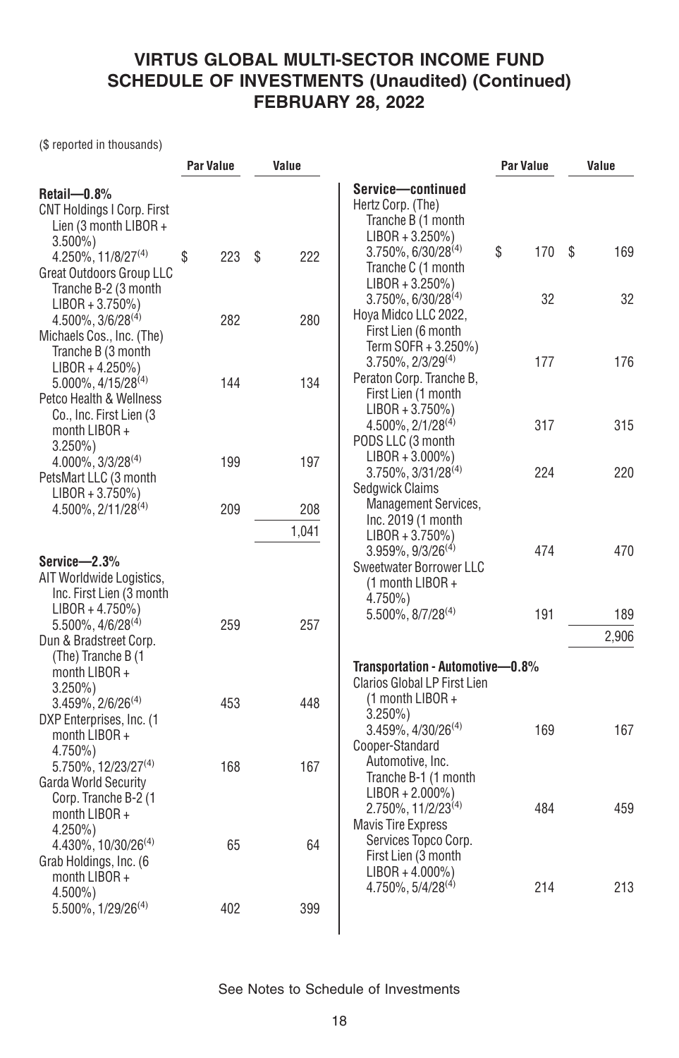# VIRTUS GLOBAL MULTI-SECTOR INCOME FUND
## SCHEDULE OF INVESTMENTS (Unaudited) (Continued)
## FEBRUARY 28, 2022

($ reported in thousands)

| | Par Value | Value |
|---|---|---|
| **Retail—0.8%** | | |
| CNT Holdings I Corp. First Lien (3 month LIBOR + 3.500%) 4.250%, 11/8/27(4) | $ 223 | $ 222 |
| Great Outdoors Group LLC Tranche B-2 (3 month LIBOR + 3.750%) 4.500%, 3/6/28(4) | 282 | 280 |
| Michaels Cos., Inc. (The) Tranche B (3 month LIBOR + 4.250%) 5.000%, 4/15/28(4) | 144 | 134 |
| Petco Health & Wellness Co., Inc. First Lien (3 month LIBOR + 3.250%) 4.000%, 3/3/28(4) | 199 | 197 |
| PetsMart LLC (3 month LIBOR + 3.750%) 4.500%, 2/11/28(4) | 209 | 208 |
| | | 1,041 |
| **Service—2.3%** | | |
| AIT Worldwide Logistics, Inc. First Lien (3 month LIBOR + 4.750%) 5.500%, 4/6/28(4) | 259 | 257 |
| Dun & Bradstreet Corp. (The) Tranche B (1 month LIBOR + 3.250%) 3.459%, 2/6/26(4) | 453 | 448 |
| DXP Enterprises, Inc. (1 month LIBOR + 4.750%) 5.750%, 12/23/27(4) | 168 | 167 |
| Garda World Security Corp. Tranche B-2 (1 month LIBOR + 4.250%) 4.430%, 10/30/26(4) | 65 | 64 |
| Grab Holdings, Inc. (6 month LIBOR + 4.500%) 5.500%, 1/29/26(4) | 402 | 399 |
| Hertz Corp. (The) | | |
| Tranche B (1 month LIBOR + 3.250%) 3.750%, 6/30/28(4) | $ 170 | $ 169 |
| Tranche C (1 month LIBOR + 3.250%) 3.750%, 6/30/28(4) | 32 | 32 |
| Hoya Midco LLC 2022, First Lien (6 month Term SOFR + 3.250%) 3.750%, 2/3/29(4) | 177 | 176 |
| Peraton Corp. Tranche B, First Lien (1 month LIBOR + 3.750%) 4.500%, 2/1/28(4) | 317 | 315 |
| PODS LLC (3 month LIBOR + 3.000%) 3.750%, 3/31/28(4) | 224 | 220 |
| Sedgwick Claims Management Services, Inc. 2019 (1 month LIBOR + 3.750%) 3.959%, 9/3/26(4) | 474 | 470 |
| Sweetwater Borrower LLC (1 month LIBOR + 4.750%) 5.500%, 8/7/28(4) | 191 | 189 |
| | | 2,906 |
| **Transportation - Automotive—0.8%** | | |
| Clarios Global LP First Lien (1 month LIBOR + 3.250%) 3.459%, 4/30/26(4) | 169 | 167 |
| Cooper-Standard Automotive, Inc. Tranche B-1 (1 month LIBOR + 2.000%) 2.750%, 11/2/23(4) | 484 | 459 |
| Mavis Tire Express Services Topco Corp. First Lien (3 month LIBOR + 4.000%) 4.750%, 5/4/28(4) | 214 | 213 |

See Notes to Schedule of Investments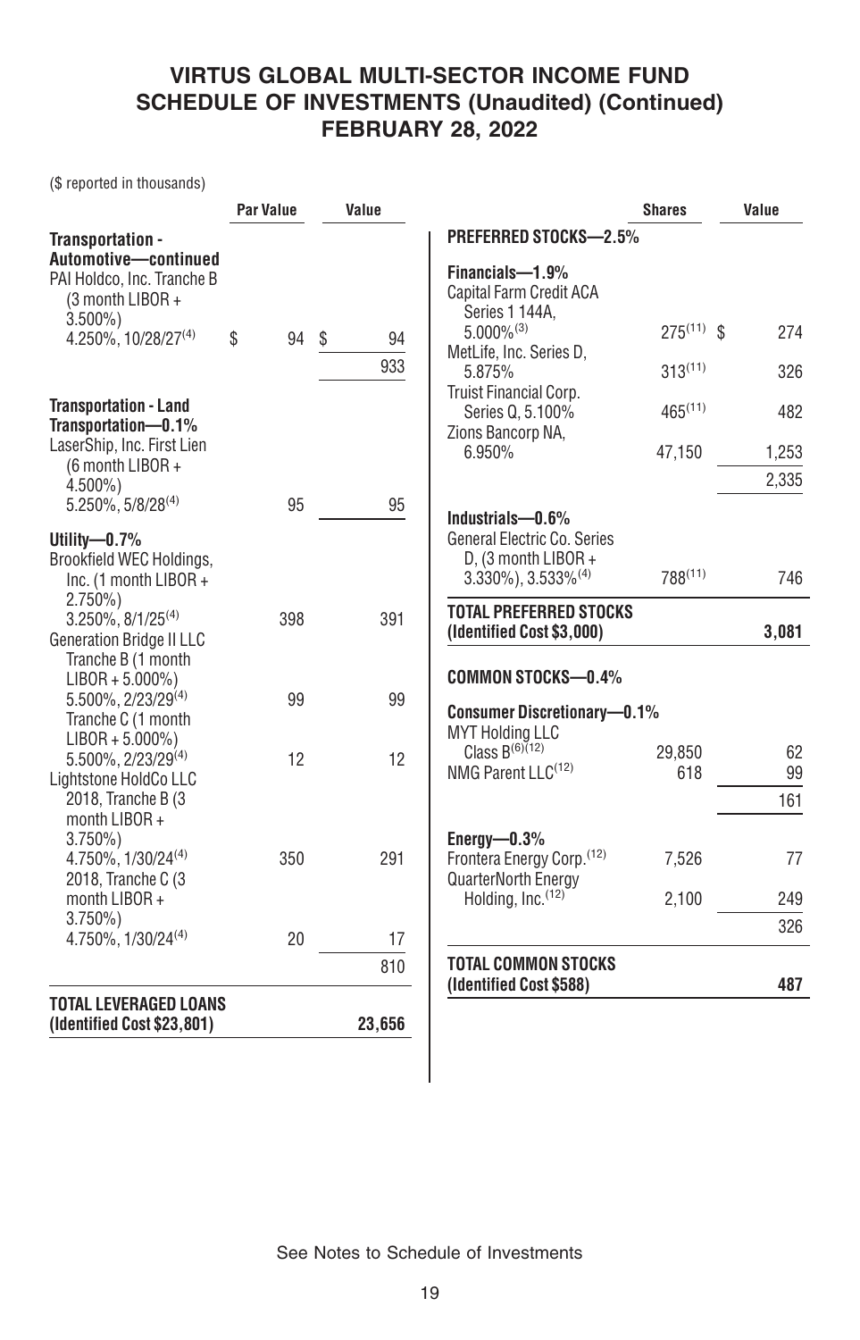# VIRTUS GLOBAL MULTI-SECTOR INCOME FUND
# SCHEDULE OF INVESTMENTS (Unaudited) (Continued)
# FEBRUARY 28, 2022

($ reported in thousands)

| | Par Value | Value |
|---|---|---|
| **Transportation - Automotive—continued** | | |
| PAI Holdco, Inc. Tranche B (3 month LIBOR + 3.500%) 4.250%, 10/28/27[4] | $ 94 | $ 94 |
| | | 933 |
| **Transportation - Land Transportation—0.1%** | | |
| LaserShip, Inc. First Lien (6 month LIBOR + 4.500%) 5.250%, 5/8/28[4] | 95 | 95 |
| **Utility—0.7%** | | |
| Brookfield WEC Holdings, Inc. (1 month LIBOR + 2.750%) 3.250%, 8/1/25[4] | 398 | 391 |
| Generation Bridge II LLC | | |
| Tranche B (1 month LIBOR + 5.000%) 5.500%, 2/23/29[4] | 99 | 99 |
| Tranche C (1 month LIBOR + 5.000%) 5.500%, 2/23/29[4] | 12 | 12 |
| Lightstone HoldCo LLC | | |
| 2018, Tranche B (3 month LIBOR + 3.750%) 4.750%, 1/30/24[4] | 350 | 291 |
| 2018, Tranche C (3 month LIBOR + 3.750%) 4.750%, 1/30/24[4] | 20 | 17 |
| | | 810 |
| **TOTAL LEVERAGED LOANS (Identified Cost $23,801)** | | **23,656** |

| | Shares | Value |
|---|---|---|
| **PREFERRED STOCKS—2.5%** | | |
| **Financials—1.9%** | | |
| Capital Farm Credit ACA Series 1 144A, 5.000%[3] | 275[11] | $ 274 |
| MetLife, Inc. Series D, 5.875% | 313[11] | 326 |
| Truist Financial Corp. Series Q, 5.100% | 465[11] | 482 |
| Zions Bancorp NA, 6.950% | 47,150 | 1,253 |
| | | 2,335 |
| **Industrials—0.6%** | | |
| General Electric Co. Series D, (3 month LIBOR + 3.330%), 3.533%[4] | 788[11] | 746 |
| **TOTAL PREFERRED STOCKS (Identified Cost $3,000)** | | **3,081** |
| **COMMON STOCKS—0.4%** | | |
| **Consumer Discretionary—0.1%** | | |
| MYT Holding LLC Class B[6][12] | 29,850 | 62 |
| NMG Parent LLC[12] | 618 | 99 |
| | | 161 |
| **Energy—0.3%** | | |
| Frontera Energy Corp.[12] | 7,526 | 77 |
| QuarterNorth Energy Holding, Inc.[12] | 2,100 | 249 |
| | | 326 |
| **TOTAL COMMON STOCKS (Identified Cost $588)** | | **487** |

See Notes to Schedule of Investments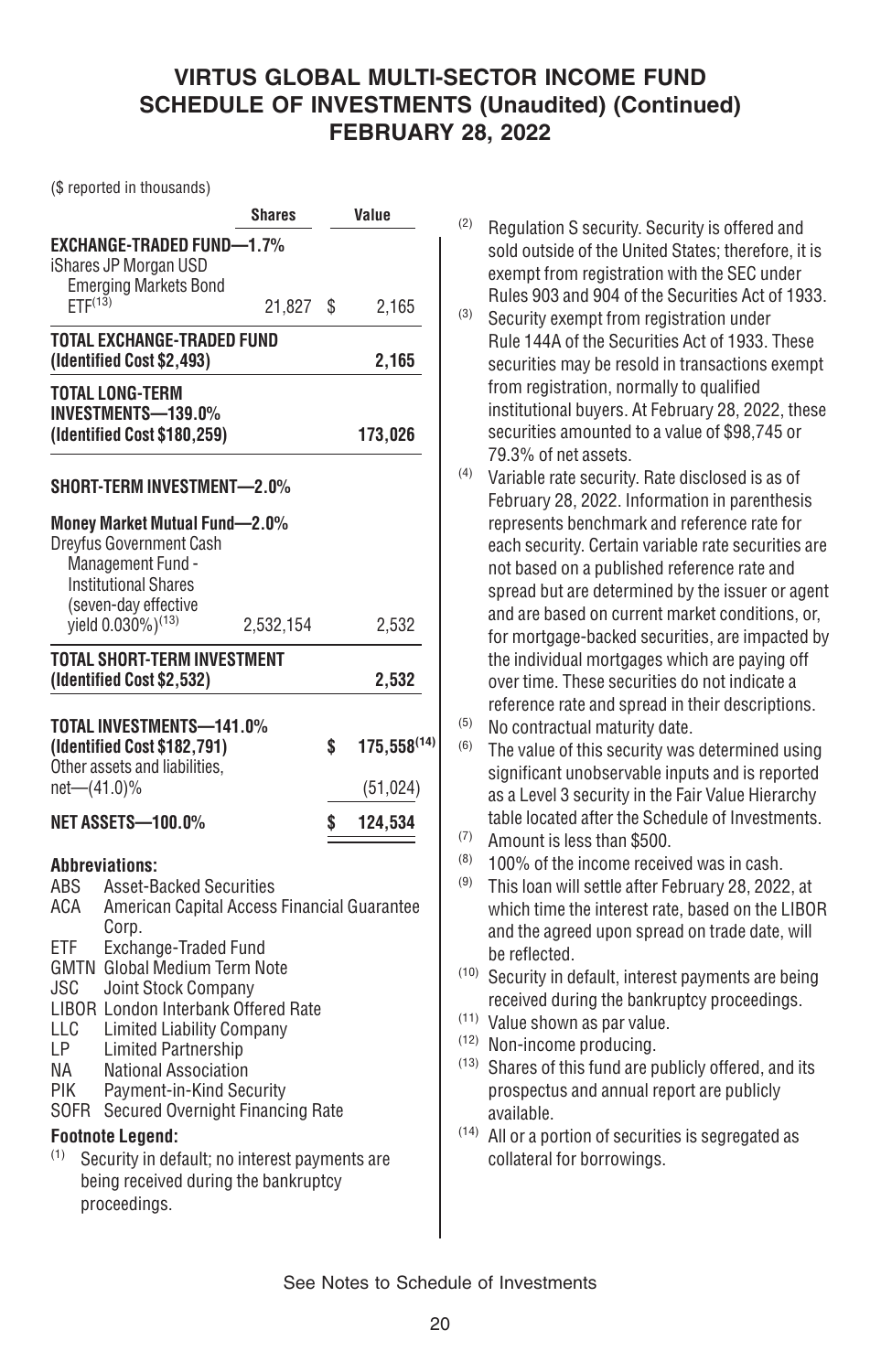# VIRTUS GLOBAL MULTI-SECTOR INCOME FUND
## SCHEDULE OF INVESTMENTS (Unaudited) (Continued)
## FEBRUARY 28, 2022

($ reported in thousands)

| | Shares | | Value |
|---|---|---|---|
| **EXCHANGE-TRADED FUND—1.7%** | | | |
| iShares JP Morgan USD Emerging Markets Bond ETF[13] | 21,827 | $ | 2,165 |
| **TOTAL EXCHANGE-TRADED FUND (Identified Cost $2,493)** | | | **2,165** |
| **TOTAL LONG-TERM INVESTMENTS—139.0% (Identified Cost $180,259)** | | | **173,026** |
| **SHORT-TERM INVESTMENT—2.0%** | | | |
| **Money Market Mutual Fund—2.0%** | | | |
| Dreyfus Government Cash Management Fund - Institutional Shares (seven-day effective yield 0.030%)[13] | 2,532,154 | | 2,532 |
| **TOTAL SHORT-TERM INVESTMENT (Identified Cost $2,532)** | | | **2,532** |
| **TOTAL INVESTMENTS—141.0% (Identified Cost $182,791)** | | **$** | **175,558[14]** |
| Other assets and liabilities, net—(41.0)% | | | (51,024) |
| **NET ASSETS—100.0%** | | **$** | **124,534** |

**Abbreviations:**

- ABS Asset-Backed Securities
- ACA American Capital Access Financial Guarantee Corp.
- ETF Exchange-Traded Fund
- GMTN Global Medium Term Note
- JSC Joint Stock Company
- LIBOR London Interbank Offered Rate
- LLC Limited Liability Company
- LP Limited Partnership
- NA National Association
- PIK Payment-in-Kind Security
- SOFR Secured Overnight Financing Rate

**Footnote Legend:**

(1) Security in default; no interest payments are being received during the bankruptcy proceedings.

(2) Regulation S security. Security is offered and sold outside of the United States; therefore, it is exempt from registration with the SEC under Rules 903 and 904 of the Securities Act of 1933.

(3) Security exempt from registration under Rule 144A of the Securities Act of 1933. These securities may be resold in transactions exempt from registration, normally to qualified institutional buyers. At February 28, 2022, these securities amounted to a value of $98,745 or 79.3% of net assets.

(4) Variable rate security. Rate disclosed is as of February 28, 2022. Information in parenthesis represents benchmark and reference rate for each security. Certain variable rate securities are not based on a published reference rate and spread but are determined by the issuer or agent and are based on current market conditions, or, for mortgage-backed securities, are impacted by the individual mortgages which are paying off over time. These securities do not indicate a reference rate and spread in their descriptions.

(5) No contractual maturity date.

(6) The value of this security was determined using significant unobservable inputs and is reported as a Level 3 security in the Fair Value Hierarchy table located after the Schedule of Investments.

(7) Amount is less than $500.

(8) 100% of the income received was in cash.

(9) This loan will settle after February 28, 2022, at which time the interest rate, based on the LIBOR and the agreed upon spread on trade date, will be reflected.

(10) Security in default, interest payments are being received during the bankruptcy proceedings.

(11) Value shown as par value.

(12) Non-income producing.

(13) Shares of this fund are publicly offered, and its prospectus and annual report are publicly available.

(14) All or a portion of securities is segregated as collateral for borrowings.

See Notes to Schedule of Investments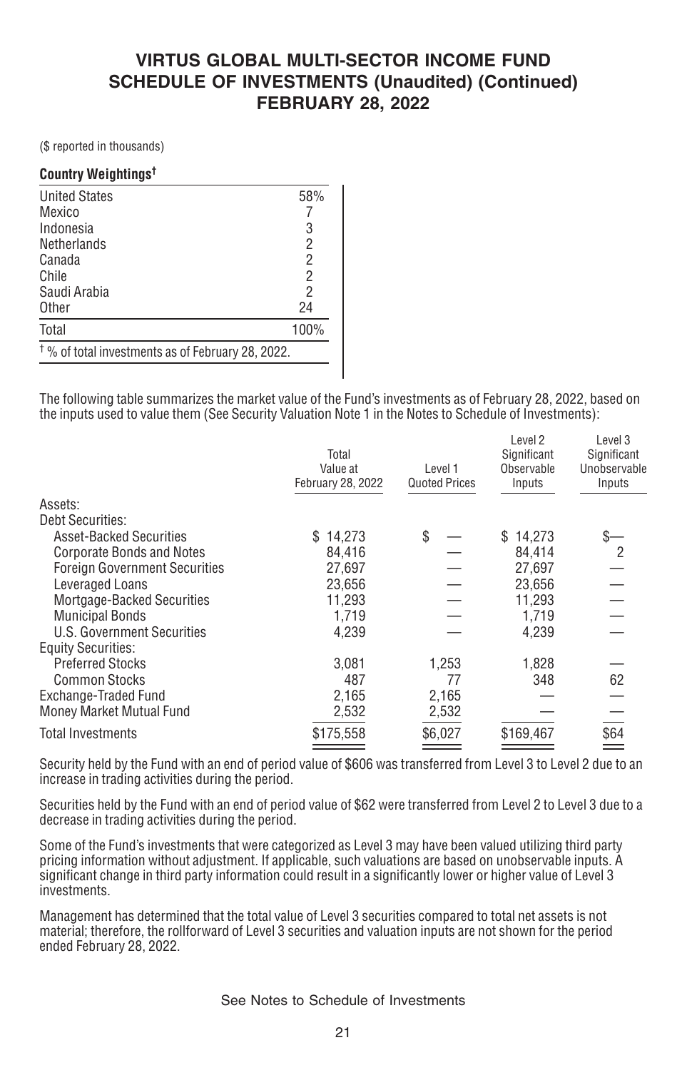# VIRTUS GLOBAL MULTI-SECTOR INCOME FUND
# SCHEDULE OF INVESTMENTS (Unaudited) (Continued)
# FEBRUARY 28, 2022

($ reported in thousands)

**Country Weightings†**

| | |
|---|---|
| United States | 58% |
| Mexico | 7 |
| Indonesia | 3 |
| Netherlands | 2 |
| Canada | 2 |
| Chile | 2 |
| Saudi Arabia | 2 |
| Other | 24 |
| Total | 100% |

† % of total investments as of February 28, 2022.

The following table summarizes the market value of the Fund's investments as of February 28, 2022, based on the inputs used to value them (See Security Valuation Note 1 in the Notes to Schedule of Investments):

| | Total Value at February 28, 2022 | Level 1 Quoted Prices | Level 2 Significant Observable Inputs | Level 3 Significant Unobservable Inputs |
|---|---|---|---|---|
| Assets: | | | | |
| Debt Securities: | | | | |
| Asset-Backed Securities | $ 14,273 | $ — | $ 14,273 | $— |
| Corporate Bonds and Notes | 84,416 | — | 84,414 | 2 |
| Foreign Government Securities | 27,697 | — | 27,697 | — |
| Leveraged Loans | 23,656 | — | 23,656 | — |
| Mortgage-Backed Securities | 11,293 | — | 11,293 | — |
| Municipal Bonds | 1,719 | — | 1,719 | — |
| U.S. Government Securities | 4,239 | — | 4,239 | — |
| Equity Securities: | | | | |
| Preferred Stocks | 3,081 | 1,253 | 1,828 | — |
| Common Stocks | 487 | 77 | 348 | 62 |
| Exchange-Traded Fund | 2,165 | 2,165 | — | — |
| Money Market Mutual Fund | 2,532 | 2,532 | — | — |
| Total Investments | $175,558 | $6,027 | $169,467 | $64 |

Security held by the Fund with an end of period value of $606 was transferred from Level 3 to Level 2 due to an increase in trading activities during the period.

Securities held by the Fund with an end of period value of $62 were transferred from Level 2 to Level 3 due to a decrease in trading activities during the period.

Some of the Fund's investments that were categorized as Level 3 may have been valued utilizing third party pricing information without adjustment. If applicable, such valuations are based on unobservable inputs. A significant change in third party information could result in a significantly lower or higher value of Level 3 investments.

Management has determined that the total value of Level 3 securities compared to total net assets is not material; therefore, the rollforward of Level 3 securities and valuation inputs are not shown for the period ended February 28, 2022.

See Notes to Schedule of Investments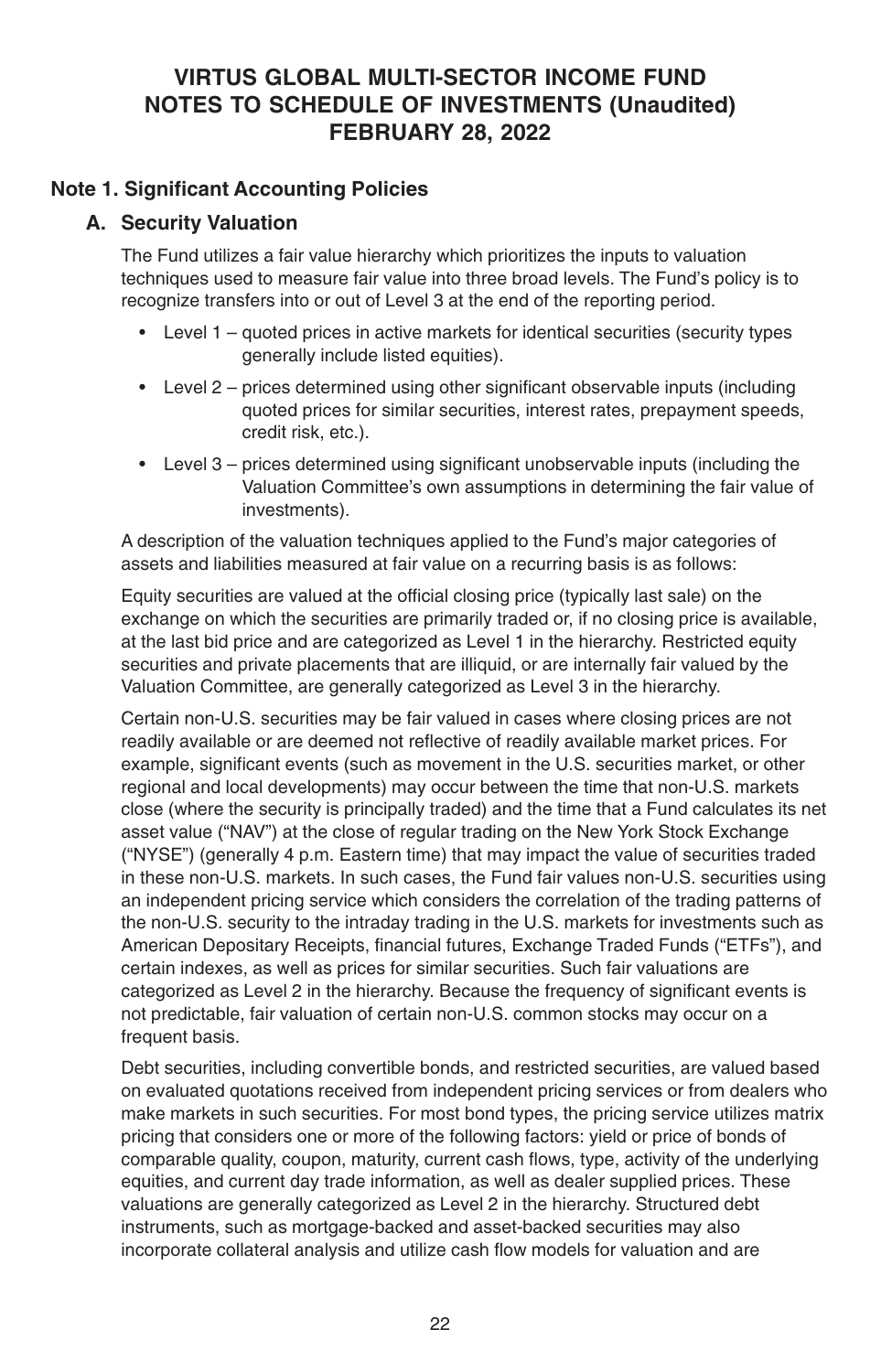# VIRTUS GLOBAL MULTI-SECTOR INCOME FUND
# NOTES TO SCHEDULE OF INVESTMENTS (Unaudited)
# FEBRUARY 28, 2022

## Note 1. Significant Accounting Policies

### A. Security Valuation

The Fund utilizes a fair value hierarchy which prioritizes the inputs to valuation techniques used to measure fair value into three broad levels. The Fund's policy is to recognize transfers into or out of Level 3 at the end of the reporting period.

- Level 1 – quoted prices in active markets for identical securities (security types generally include listed equities).
- Level 2 – prices determined using other significant observable inputs (including quoted prices for similar securities, interest rates, prepayment speeds, credit risk, etc.).
- Level 3 – prices determined using significant unobservable inputs (including the Valuation Committee's own assumptions in determining the fair value of investments).

A description of the valuation techniques applied to the Fund's major categories of assets and liabilities measured at fair value on a recurring basis is as follows:

Equity securities are valued at the official closing price (typically last sale) on the exchange on which the securities are primarily traded or, if no closing price is available, at the last bid price and are categorized as Level 1 in the hierarchy. Restricted equity securities and private placements that are illiquid, or are internally fair valued by the Valuation Committee, are generally categorized as Level 3 in the hierarchy.

Certain non-U.S. securities may be fair valued in cases where closing prices are not readily available or are deemed not reflective of readily available market prices. For example, significant events (such as movement in the U.S. securities market, or other regional and local developments) may occur between the time that non-U.S. markets close (where the security is principally traded) and the time that a Fund calculates its net asset value ("NAV") at the close of regular trading on the New York Stock Exchange ("NYSE") (generally 4 p.m. Eastern time) that may impact the value of securities traded in these non-U.S. markets. In such cases, the Fund fair values non-U.S. securities using an independent pricing service which considers the correlation of the trading patterns of the non-U.S. security to the intraday trading in the U.S. markets for investments such as American Depositary Receipts, financial futures, Exchange Traded Funds ("ETFs"), and certain indexes, as well as prices for similar securities. Such fair valuations are categorized as Level 2 in the hierarchy. Because the frequency of significant events is not predictable, fair valuation of certain non-U.S. common stocks may occur on a frequent basis.

Debt securities, including convertible bonds, and restricted securities, are valued based on evaluated quotations received from independent pricing services or from dealers who make markets in such securities. For most bond types, the pricing service utilizes matrix pricing that considers one or more of the following factors: yield or price of bonds of comparable quality, coupon, maturity, current cash flows, type, activity of the underlying equities, and current day trade information, as well as dealer supplied prices. These valuations are generally categorized as Level 2 in the hierarchy. Structured debt instruments, such as mortgage-backed and asset-backed securities may also incorporate collateral analysis and utilize cash flow models for valuation and are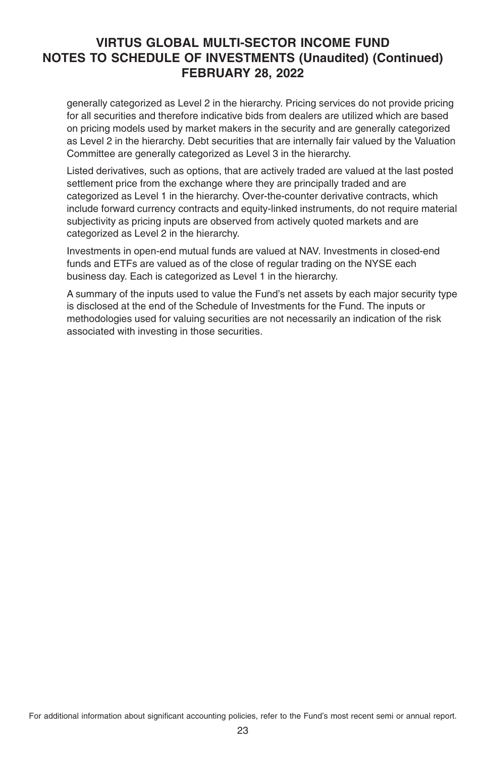generally categorized as Level 2 in the hierarchy. Pricing services do not provide pricing for all securities and therefore indicative bids from dealers are utilized which are based on pricing models used by market makers in the security and are generally categorized as Level 2 in the hierarchy. Debt securities that are internally fair valued by the Valuation Committee are generally categorized as Level 3 in the hierarchy.

Listed derivatives, such as options, that are actively traded are valued at the last posted settlement price from the exchange where they are principally traded and are categorized as Level 1 in the hierarchy. Over-the-counter derivative contracts, which include forward currency contracts and equity-linked instruments, do not require material subjectivity as pricing inputs are observed from actively quoted markets and are categorized as Level 2 in the hierarchy.

Investments in open-end mutual funds are valued at NAV. Investments in closed-end funds and ETFs are valued as of the close of regular trading on the NYSE each business day. Each is categorized as Level 1 in the hierarchy.

A summary of the inputs used to value the Fund's net assets by each major security type is disclosed at the end of the Schedule of Investments for the Fund. The inputs or methodologies used for valuing securities are not necessarily an indication of the risk associated with investing in those securities.

For additional information about significant accounting policies, refer to the Fund's most recent semi or annual report.